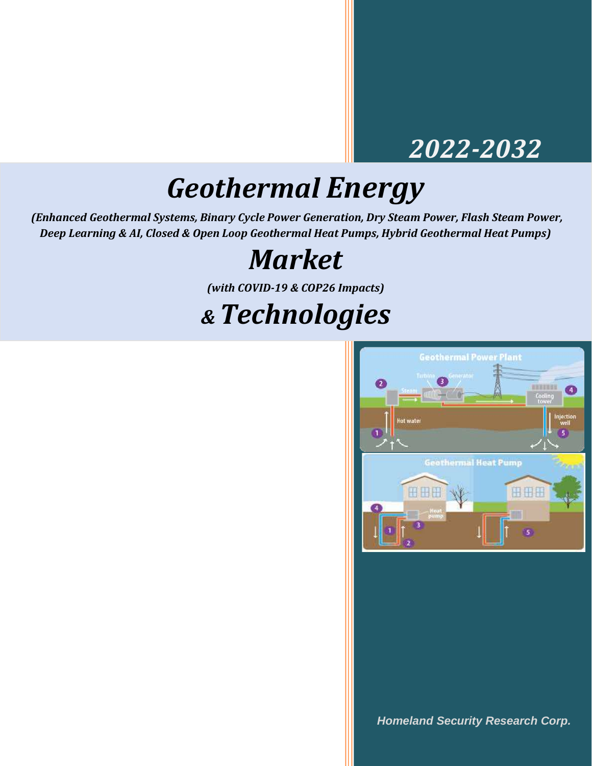*2022-2032*

# *Geothermal Energy*

***(Enhanced Geothermal Systems, Binary Cycle Power Generation, Dry Steam Power, Flash Steam Power, Deep Learning & AI, Closed & Open Loop Geothermal Heat Pumps, Hybrid Geothermal Heat Pumps)***

# *Market*

***(with COVID-19 & COP26 Impacts)***

# *& Technologies*

***Homeland Security Research Corp.***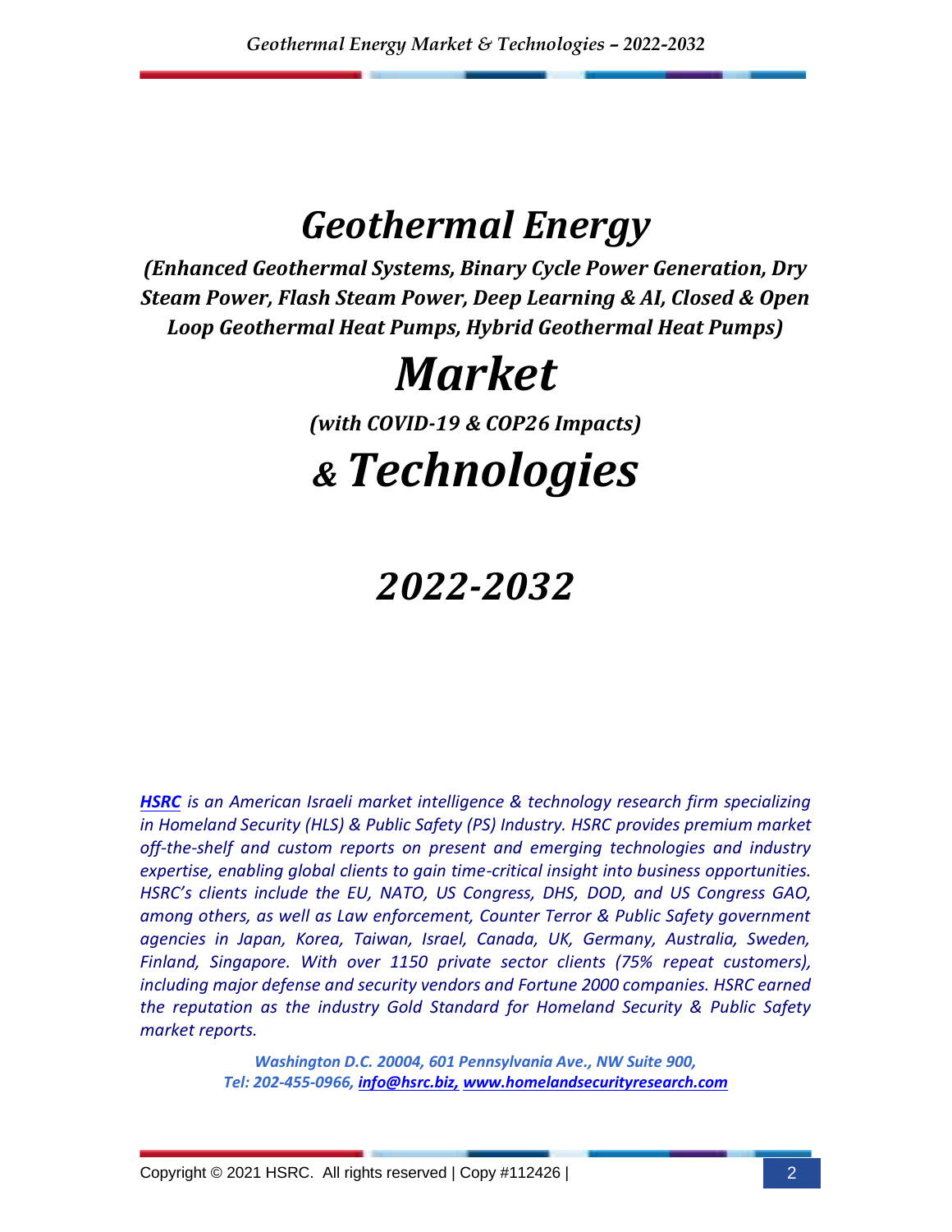# *Geothermal Energy*

***(Enhanced Geothermal Systems, Binary Cycle Power Generation, Dry Steam Power, Flash Steam Power, Deep Learning & AI, Closed & Open Loop Geothermal Heat Pumps, Hybrid Geothermal Heat Pumps)***

# *Market*

***(with COVID-19 & COP26 Impacts)***

# *& Technologies*

# *2022-2032*

***HSRC** is an American Israeli market intelligence & technology research firm specializing in Homeland Security (HLS) & Public Safety (PS) Industry. HSRC provides premium market off-the-shelf and custom reports on present and emerging technologies and industry expertise, enabling global clients to gain time-critical insight into business opportunities. HSRC's clients include the EU, NATO, US Congress, DHS, DOD, and US Congress GAO, among others, as well as Law enforcement, Counter Terror & Public Safety government agencies in Japan, Korea, Taiwan, Israel, Canada, UK, Germany, Australia, Sweden, Finland, Singapore. With over 1150 private sector clients (75% repeat customers), including major defense and security vendors and Fortune 2000 companies. HSRC earned the reputation as the industry Gold Standard for Homeland Security & Public Safety market reports.*

***Washington D.C. 20004, 601 Pennsylvania Ave., NW Suite 900,***
***Tel: 202-455-0966, info@hsrc.biz, www.homelandsecurityresearch.com***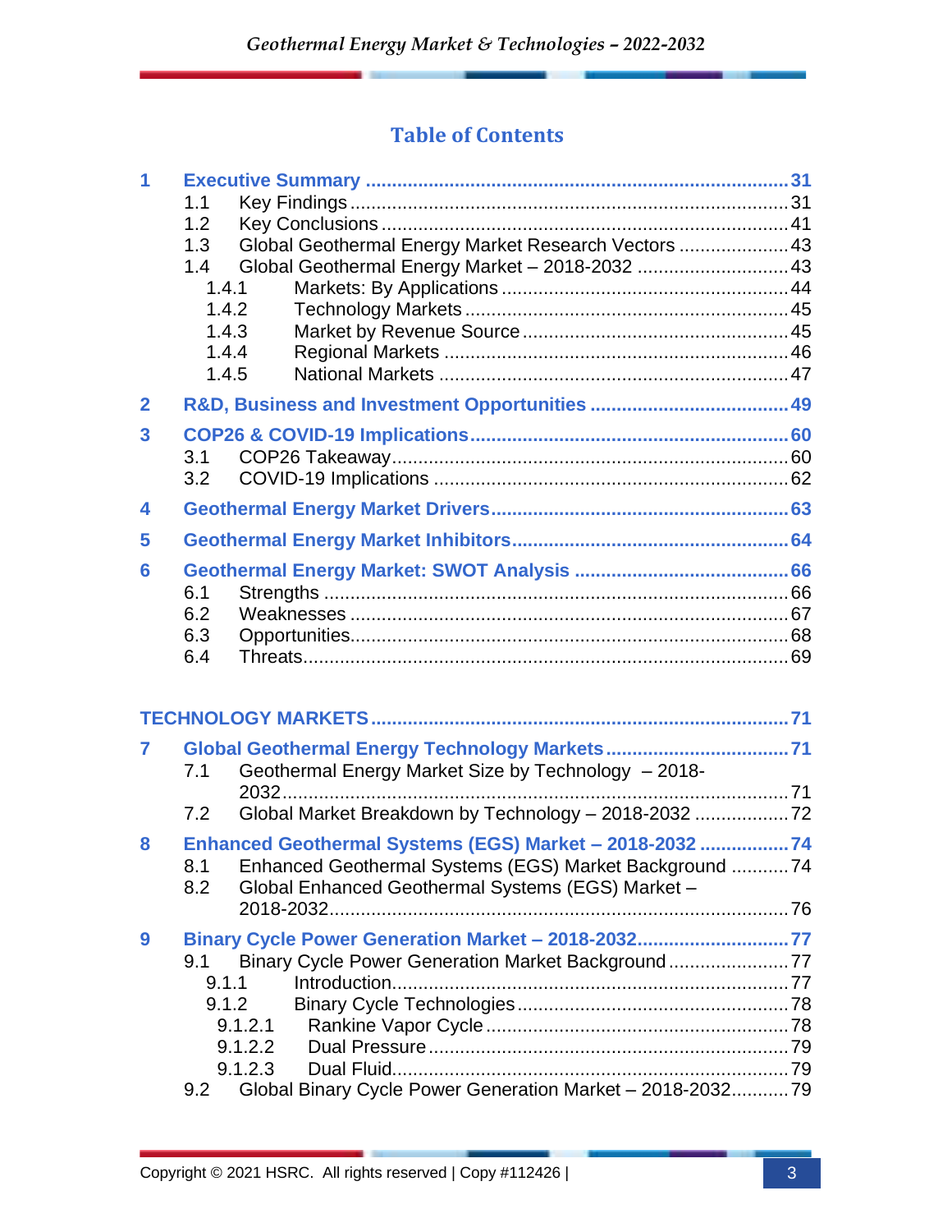# Table of Contents

- **1 Executive Summary** ..... 31
  - 1.1 Key Findings ..... 31
  - 1.2 Key Conclusions ..... 41
  - 1.3 Global Geothermal Energy Market Research Vectors ..... 43
  - 1.4 Global Geothermal Energy Market – 2018-2032 ..... 43
    - 1.4.1 Markets: By Applications ..... 44
    - 1.4.2 Technology Markets ..... 45
    - 1.4.3 Market by Revenue Source ..... 45
    - 1.4.4 Regional Markets ..... 46
    - 1.4.5 National Markets ..... 47
- **2 R&D, Business and Investment Opportunities** ..... 49
- **3 COP26 & COVID-19 Implications** ..... 60
  - 3.1 COP26 Takeaway ..... 60
  - 3.2 COVID-19 Implications ..... 62
- **4 Geothermal Energy Market Drivers** ..... 63
- **5 Geothermal Energy Market Inhibitors** ..... 64
- **6 Geothermal Energy Market: SWOT Analysis** ..... 66
  - 6.1 Strengths ..... 66
  - 6.2 Weaknesses ..... 67
  - 6.3 Opportunities ..... 68
  - 6.4 Threats ..... 69

**TECHNOLOGY MARKETS** ..... 71

- **7 Global Geothermal Energy Technology Markets** ..... 71
  - 7.1 Geothermal Energy Market Size by Technology – 2018-2032 ..... 71
  - 7.2 Global Market Breakdown by Technology – 2018-2032 ..... 72
- **8 Enhanced Geothermal Systems (EGS) Market – 2018-2032** ..... 74
  - 8.1 Enhanced Geothermal Systems (EGS) Market Background ..... 74
  - 8.2 Global Enhanced Geothermal Systems (EGS) Market – 2018-2032 ..... 76
- **9 Binary Cycle Power Generation Market – 2018-2032** ..... 77
  - 9.1 Binary Cycle Power Generation Market Background ..... 77
    - 9.1.1 Introduction ..... 77
    - 9.1.2 Binary Cycle Technologies ..... 78
      - 9.1.2.1 Rankine Vapor Cycle ..... 78
      - 9.1.2.2 Dual Pressure ..... 79
      - 9.1.2.3 Dual Fluid ..... 79
  - 9.2 Global Binary Cycle Power Generation Market – 2018-2032 ..... 79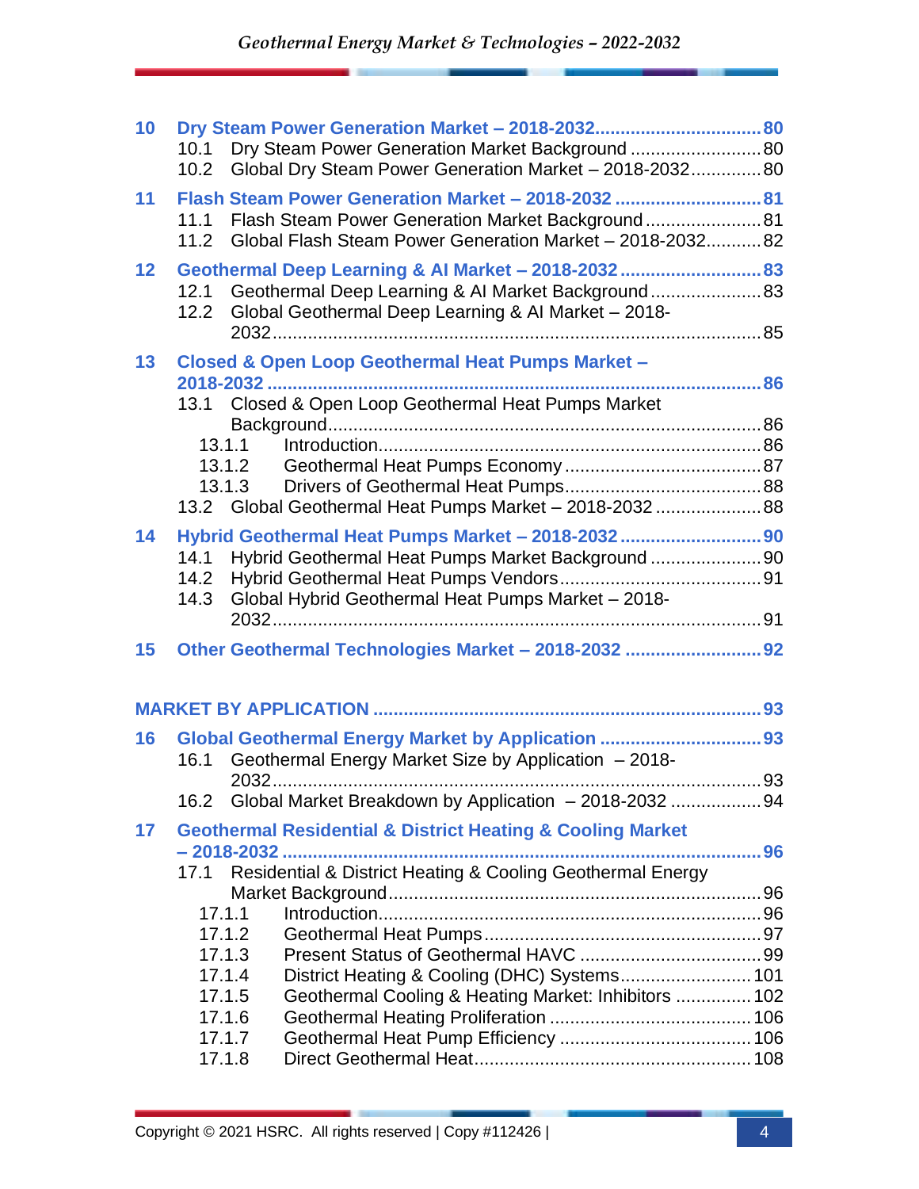**10 Dry Steam Power Generation Market – 2018-2032 .......... 80**

- 10.1 Dry Steam Power Generation Market Background .......... 80
- 10.2 Global Dry Steam Power Generation Market – 2018-2032 .......... 80

**11 Flash Steam Power Generation Market – 2018-2032 .......... 81**

- 11.1 Flash Steam Power Generation Market Background .......... 81
- 11.2 Global Flash Steam Power Generation Market – 2018-2032 .......... 82

**12 Geothermal Deep Learning & AI Market – 2018-2032 .......... 83**

- 12.1 Geothermal Deep Learning & AI Market Background .......... 83
- 12.2 Global Geothermal Deep Learning & AI Market – 2018-2032 .......... 85

**13 Closed & Open Loop Geothermal Heat Pumps Market – 2018-2032 .......... 86**

- 13.1 Closed & Open Loop Geothermal Heat Pumps Market Background .......... 86
  - 13.1.1 Introduction .......... 86
  - 13.1.2 Geothermal Heat Pumps Economy .......... 87
  - 13.1.3 Drivers of Geothermal Heat Pumps .......... 88
- 13.2 Global Geothermal Heat Pumps Market – 2018-2032 .......... 88

**14 Hybrid Geothermal Heat Pumps Market – 2018-2032 .......... 90**

- 14.1 Hybrid Geothermal Heat Pumps Market Background .......... 90
- 14.2 Hybrid Geothermal Heat Pumps Vendors .......... 91
- 14.3 Global Hybrid Geothermal Heat Pumps Market – 2018-2032 .......... 91

**15 Other Geothermal Technologies Market – 2018-2032 .......... 92**

**MARKET BY APPLICATION .......... 93**

**16 Global Geothermal Energy Market by Application .......... 93**

- 16.1 Geothermal Energy Market Size by Application – 2018-2032 .......... 93
- 16.2 Global Market Breakdown by Application – 2018-2032 .......... 94

**17 Geothermal Residential & District Heating & Cooling Market – 2018-2032 .......... 96**

- 17.1 Residential & District Heating & Cooling Geothermal Energy Market Background .......... 96
  - 17.1.1 Introduction .......... 96
  - 17.1.2 Geothermal Heat Pumps .......... 97
  - 17.1.3 Present Status of Geothermal HAVC .......... 99
  - 17.1.4 District Heating & Cooling (DHC) Systems .......... 101
  - 17.1.5 Geothermal Cooling & Heating Market: Inhibitors .......... 102
  - 17.1.6 Geothermal Heating Proliferation .......... 106
  - 17.1.7 Geothermal Heat Pump Efficiency .......... 106
  - 17.1.8 Direct Geothermal Heat .......... 108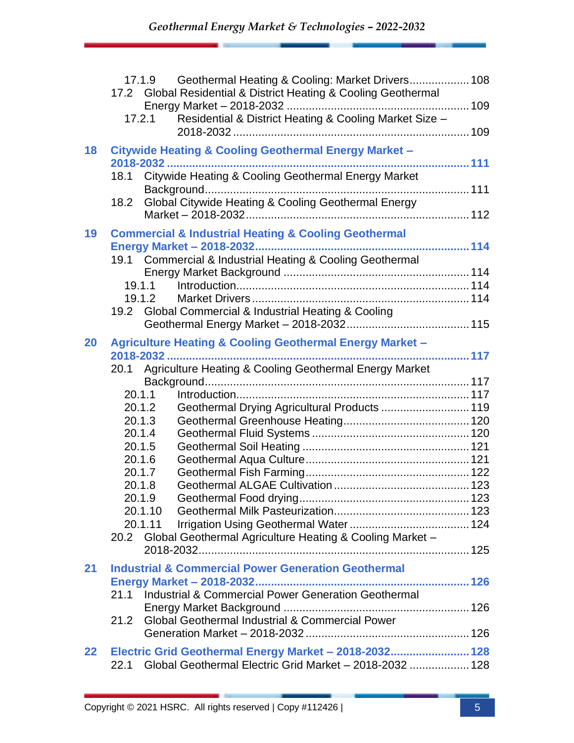- 17.1.9 Geothermal Heating & Cooling: Market Drivers .................. 108
- 17.2 Global Residential & District Heating & Cooling Geothermal Energy Market – 2018-2032 .................. 109
  - 17.2.1 Residential & District Heating & Cooling Market Size – 2018-2032 .................. 109

**18 Citywide Heating & Cooling Geothermal Energy Market – 2018-2032 .................. 111**

- 18.1 Citywide Heating & Cooling Geothermal Energy Market Background .................. 111
- 18.2 Global Citywide Heating & Cooling Geothermal Energy Market – 2018-2032 .................. 112

**19 Commercial & Industrial Heating & Cooling Geothermal Energy Market – 2018-2032 .................. 114**

- 19.1 Commercial & Industrial Heating & Cooling Geothermal Energy Market Background .................. 114
  - 19.1.1 Introduction .................. 114
  - 19.1.2 Market Drivers .................. 114
- 19.2 Global Commercial & Industrial Heating & Cooling Geothermal Energy Market – 2018-2032 .................. 115

**20 Agriculture Heating & Cooling Geothermal Energy Market – 2018-2032 .................. 117**

- 20.1 Agriculture Heating & Cooling Geothermal Energy Market Background .................. 117
  - 20.1.1 Introduction .................. 117
  - 20.1.2 Geothermal Drying Agricultural Products .................. 119
  - 20.1.3 Geothermal Greenhouse Heating .................. 120
  - 20.1.4 Geothermal Fluid Systems .................. 120
  - 20.1.5 Geothermal Soil Heating .................. 121
  - 20.1.6 Geothermal Aqua Culture .................. 121
  - 20.1.7 Geothermal Fish Farming .................. 122
  - 20.1.8 Geothermal ALGAE Cultivation .................. 123
  - 20.1.9 Geothermal Food drying .................. 123
  - 20.1.10 Geothermal Milk Pasteurization .................. 123
  - 20.1.11 Irrigation Using Geothermal Water .................. 124
- 20.2 Global Geothermal Agriculture Heating & Cooling Market – 2018-2032 .................. 125

**21 Industrial & Commercial Power Generation Geothermal Energy Market – 2018-2032 .................. 126**

- 21.1 Industrial & Commercial Power Generation Geothermal Energy Market Background .................. 126
- 21.2 Global Geothermal Industrial & Commercial Power Generation Market – 2018-2032 .................. 126

**22 Electric Grid Geothermal Energy Market – 2018-2032 .................. 128**

- 22.1 Global Geothermal Electric Grid Market – 2018-2032 .................. 128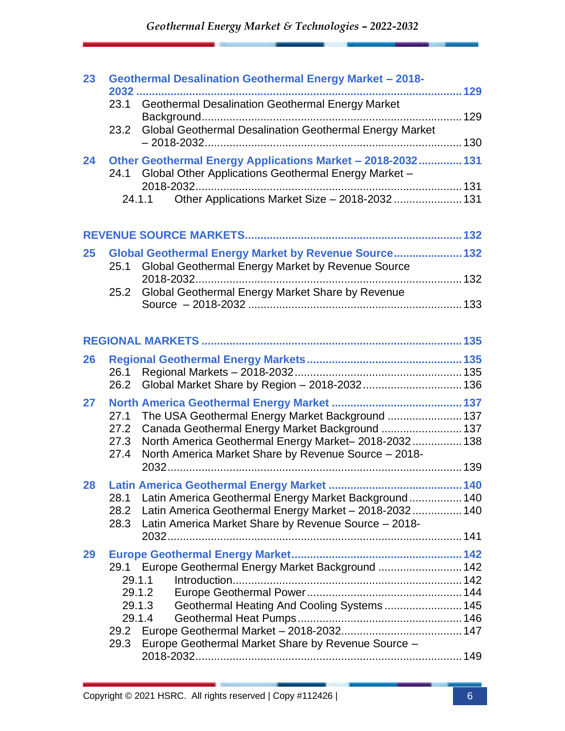**23 Geothermal Desalination Geothermal Energy Market – 2018-2032 ........ 129**

- 23.1 Geothermal Desalination Geothermal Energy Market Background ........ 129
- 23.2 Global Geothermal Desalination Geothermal Energy Market – 2018-2032 ........ 130

**24 Other Geothermal Energy Applications Market – 2018-2032 ........ 131**

- 24.1 Global Other Applications Geothermal Energy Market – 2018-2032 ........ 131
  - 24.1.1 Other Applications Market Size – 2018-2032 ........ 131

**REVENUE SOURCE MARKETS ........ 132**

**25 Global Geothermal Energy Market by Revenue Source ........ 132**

- 25.1 Global Geothermal Energy Market by Revenue Source 2018-2032 ........ 132
- 25.2 Global Geothermal Energy Market Share by Revenue Source – 2018-2032 ........ 133

**REGIONAL MARKETS ........ 135**

**26 Regional Geothermal Energy Markets ........ 135**

- 26.1 Regional Markets – 2018-2032 ........ 135
- 26.2 Global Market Share by Region – 2018-2032 ........ 136

**27 North America Geothermal Energy Market ........ 137**

- 27.1 The USA Geothermal Energy Market Background ........ 137
- 27.2 Canada Geothermal Energy Market Background ........ 137
- 27.3 North America Geothermal Energy Market– 2018-2032 ........ 138
- 27.4 North America Market Share by Revenue Source – 2018-2032 ........ 139

**28 Latin America Geothermal Energy Market ........ 140**

- 28.1 Latin America Geothermal Energy Market Background ........ 140
- 28.2 Latin America Geothermal Energy Market – 2018-2032 ........ 140
- 28.3 Latin America Market Share by Revenue Source – 2018-2032 ........ 141

**29 Europe Geothermal Energy Market ........ 142**

- 29.1 Europe Geothermal Energy Market Background ........ 142
  - 29.1.1 Introduction ........ 142
  - 29.1.2 Europe Geothermal Power ........ 144
  - 29.1.3 Geothermal Heating And Cooling Systems ........ 145
  - 29.1.4 Geothermal Heat Pumps ........ 146
- 29.2 Europe Geothermal Market – 2018-2032 ........ 147
- 29.3 Europe Geothermal Market Share by Revenue Source – 2018-2032 ........ 149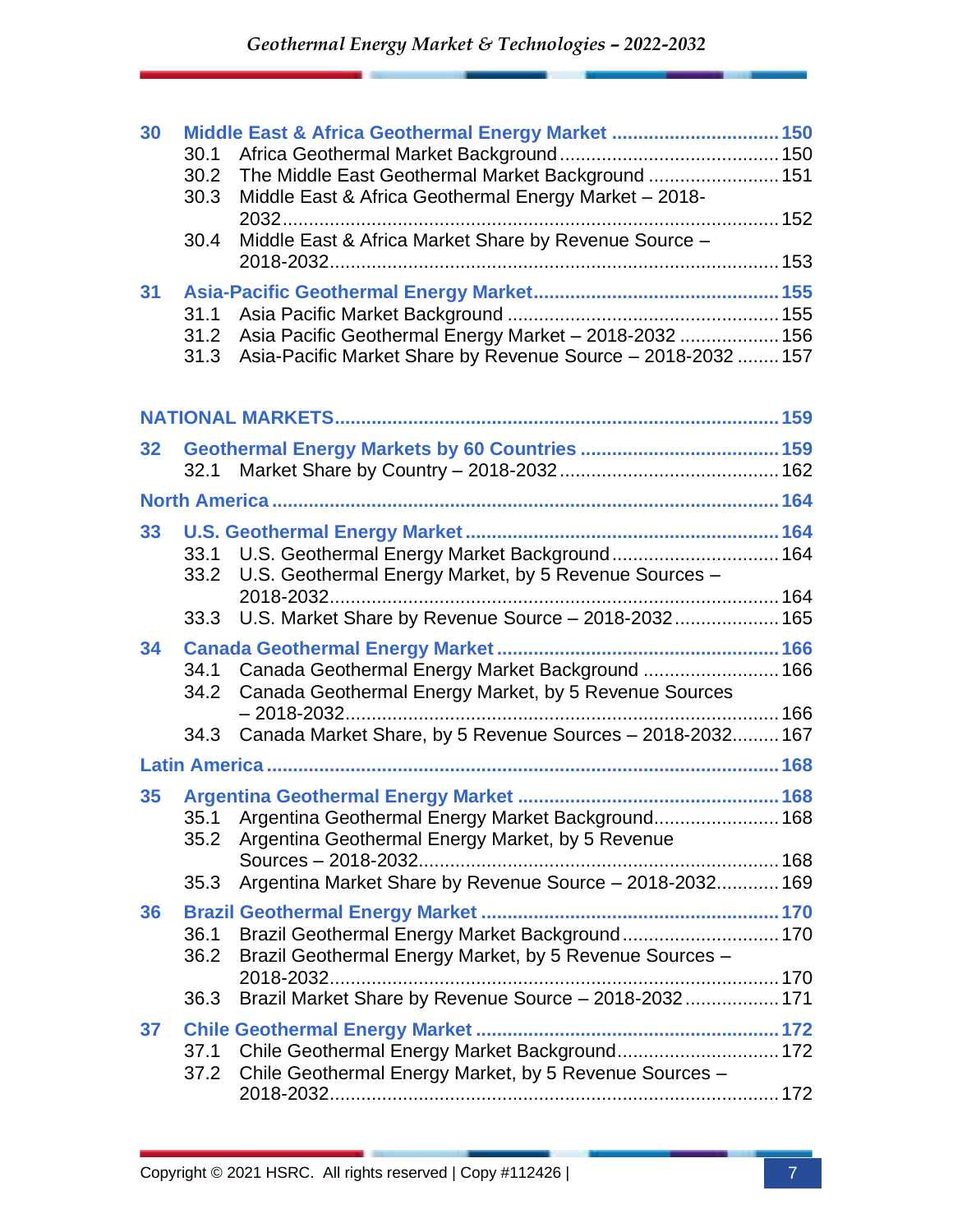**30 Middle East & Africa Geothermal Energy Market ............................... 150**

- 30.1 Africa Geothermal Market Background ......................................... 150
- 30.2 The Middle East Geothermal Market Background ......................... 151
- 30.3 Middle East & Africa Geothermal Energy Market – 2018-2032 ............................................................................................ 152
- 30.4 Middle East & Africa Market Share by Revenue Source – 2018-2032 .................................................................................... 153

**31 Asia-Pacific Geothermal Energy Market ............................................. 155**

- 31.1 Asia Pacific Market Background ................................................... 155
- 31.2 Asia Pacific Geothermal Energy Market – 2018-2032 .................. 156
- 31.3 Asia-Pacific Market Share by Revenue Source – 2018-2032 ........ 157

**NATIONAL MARKETS ................................................................................ 159**

**32 Geothermal Energy Markets by 60 Countries ...................................... 159**

- 32.1 Market Share by Country – 2018-2032 ......................................... 162

**North America ........................................................................................... 164**

**33 U.S. Geothermal Energy Market ........................................................... 164**

- 33.1 U.S. Geothermal Energy Market Background ................................ 164
- 33.2 U.S. Geothermal Energy Market, by 5 Revenue Sources – 2018-2032 .................................................................................... 164
- 33.3 U.S. Market Share by Revenue Source – 2018-2032 .................... 165

**34 Canada Geothermal Energy Market ..................................................... 166**

- 34.1 Canada Geothermal Energy Market Background .......................... 166
- 34.2 Canada Geothermal Energy Market, by 5 Revenue Sources – 2018-2032 .................................................................................. 166
- 34.3 Canada Market Share, by 5 Revenue Sources – 2018-2032 ......... 167

**Latin America ............................................................................................ 168**

**35 Argentina Geothermal Energy Market ................................................. 168**

- 35.1 Argentina Geothermal Energy Market Background ........................ 168
- 35.2 Argentina Geothermal Energy Market, by 5 Revenue Sources – 2018-2032 .................................................................... 168
- 35.3 Argentina Market Share by Revenue Source – 2018-2032 ............ 169

**36 Brazil Geothermal Energy Market ........................................................ 170**

- 36.1 Brazil Geothermal Energy Market Background ............................. 170
- 36.2 Brazil Geothermal Energy Market, by 5 Revenue Sources – 2018-2032 .................................................................................... 170
- 36.3 Brazil Market Share by Revenue Source – 2018-2032 .................. 171

**37 Chile Geothermal Energy Market ......................................................... 172**

- 37.1 Chile Geothermal Energy Market Background ............................... 172
- 37.2 Chile Geothermal Energy Market, by 5 Revenue Sources – 2018-2032 .................................................................................... 172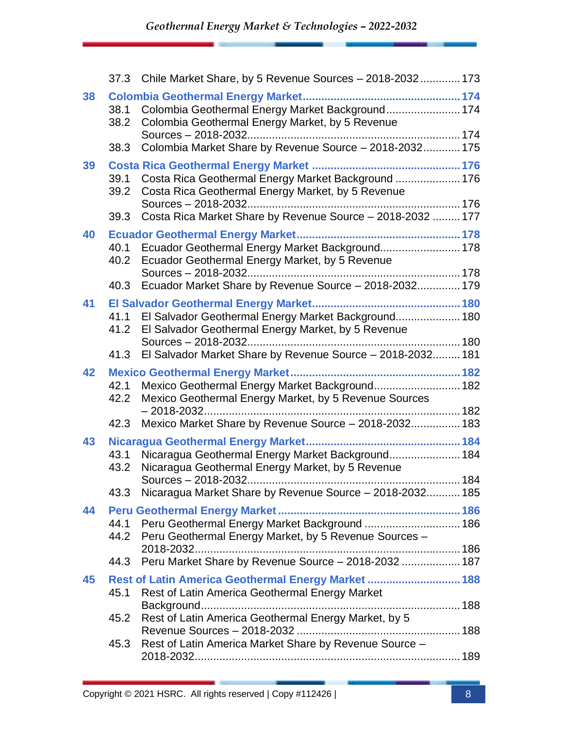37.3 Chile Market Share, by 5 Revenue Sources – 2018-2032 ............. 173

**38 Colombia Geothermal Energy Market ................................................ 174**

38.1 Colombia Geothermal Energy Market Background ........................ 174

38.2 Colombia Geothermal Energy Market, by 5 Revenue Sources – 2018-2032 .................................................................... 174

38.3 Colombia Market Share by Revenue Source – 2018-2032 ............ 175

**39 Costa Rica Geothermal Energy Market ............................................... 176**

39.1 Costa Rica Geothermal Energy Market Background ..................... 176

39.2 Costa Rica Geothermal Energy Market, by 5 Revenue Sources – 2018-2032 .................................................................... 176

39.3 Costa Rica Market Share by Revenue Source – 2018-2032 ......... 177

**40 Ecuador Geothermal Energy Market .................................................... 178**

40.1 Ecuador Geothermal Energy Market Background .......................... 178

40.2 Ecuador Geothermal Energy Market, by 5 Revenue Sources – 2018-2032 .................................................................... 178

40.3 Ecuador Market Share by Revenue Source – 2018-2032 .............. 179

**41 El Salvador Geothermal Energy Market ............................................... 180**

41.1 El Salvador Geothermal Energy Market Background ..................... 180

41.2 El Salvador Geothermal Energy Market, by 5 Revenue Sources – 2018-2032 .................................................................... 180

41.3 El Salvador Market Share by Revenue Source – 2018-2032 ......... 181

**42 Mexico Geothermal Energy Market ...................................................... 182**

42.1 Mexico Geothermal Energy Market Background ........................... 182

42.2 Mexico Geothermal Energy Market, by 5 Revenue Sources – 2018-2032 .................................................................... 182

42.3 Mexico Market Share by Revenue Source – 2018-2032 ................ 183

**43 Nicaragua Geothermal Energy Market ................................................. 184**

43.1 Nicaragua Geothermal Energy Market Background ...................... 184

43.2 Nicaragua Geothermal Energy Market, by 5 Revenue Sources – 2018-2032 .................................................................... 184

43.3 Nicaragua Market Share by Revenue Source – 2018-2032 ........... 185

**44 Peru Geothermal Energy Market .......................................................... 186**

44.1 Peru Geothermal Energy Market Background ............................... 186

44.2 Peru Geothermal Energy Market, by 5 Revenue Sources – 2018-2032 .................................................................... 186

44.3 Peru Market Share by Revenue Source – 2018-2032 ................... 187

**45 Rest of Latin America Geothermal Energy Market .............................. 188**

45.1 Rest of Latin America Geothermal Energy Market Background .................................................................... 188

45.2 Rest of Latin America Geothermal Energy Market, by 5 Revenue Sources – 2018-2032 .................................................... 188

45.3 Rest of Latin America Market Share by Revenue Source – 2018-2032 .................................................................... 189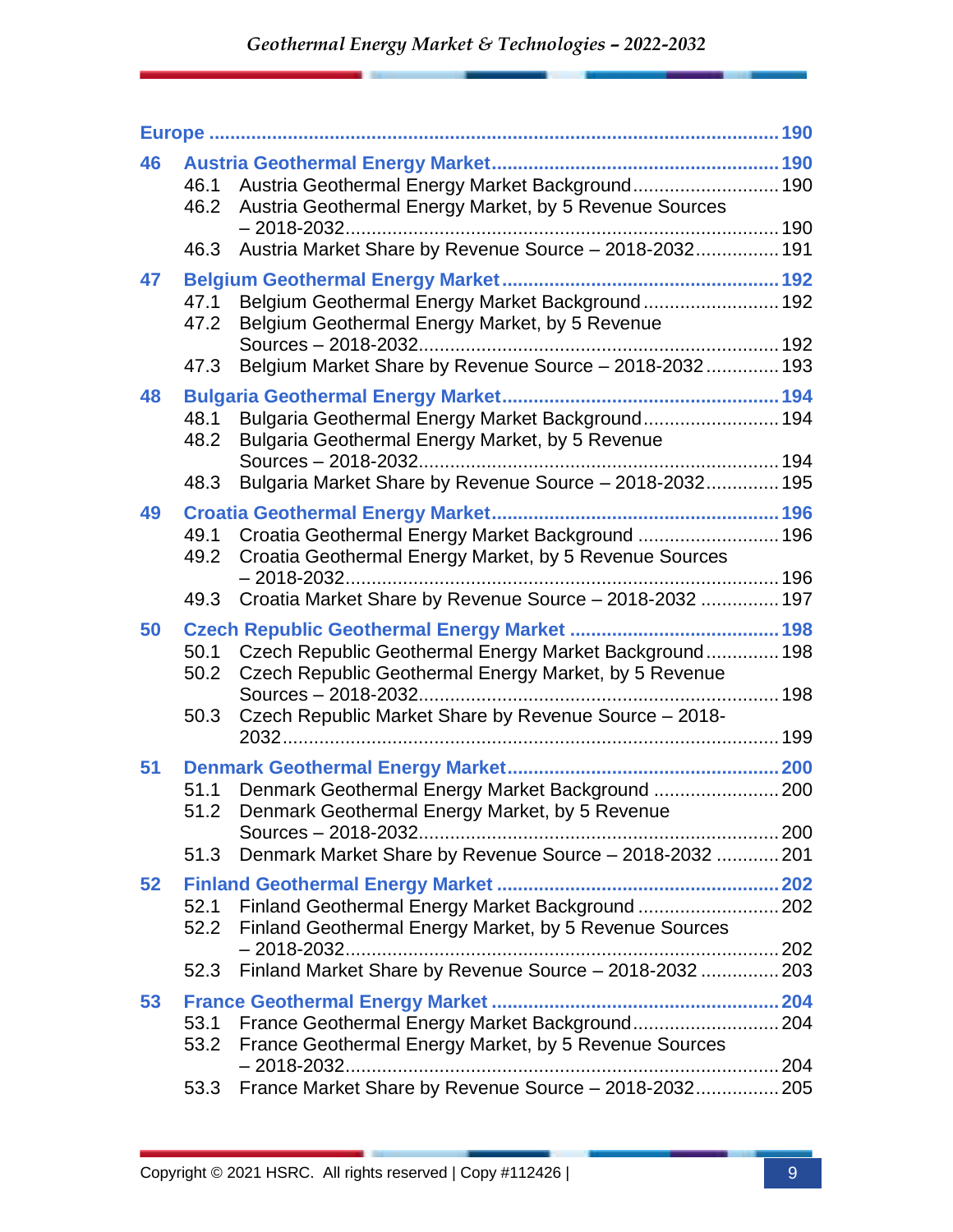**Europe ........................................................................................................ 190**

**46 Austria Geothermal Energy Market ........................................................ 190**

- 46.1 Austria Geothermal Energy Market Background ............................ 190
- 46.2 Austria Geothermal Energy Market, by 5 Revenue Sources – 2018-2032 .................................................................................. 190
- 46.3 Austria Market Share by Revenue Source – 2018-2032 ................ 191

**47 Belgium Geothermal Energy Market ..................................................... 192**

- 47.1 Belgium Geothermal Energy Market Background .......................... 192
- 47.2 Belgium Geothermal Energy Market, by 5 Revenue Sources – 2018-2032 ..................................................................... 192
- 47.3 Belgium Market Share by Revenue Source – 2018-2032 .............. 193

**48 Bulgaria Geothermal Energy Market .................................................... 194**

- 48.1 Bulgaria Geothermal Energy Market Background .......................... 194
- 48.2 Bulgaria Geothermal Energy Market, by 5 Revenue Sources – 2018-2032 ..................................................................... 194
- 48.3 Bulgaria Market Share by Revenue Source – 2018-2032 .............. 195

**49 Croatia Geothermal Energy Market ...................................................... 196**

- 49.1 Croatia Geothermal Energy Market Background ........................... 196
- 49.2 Croatia Geothermal Energy Market, by 5 Revenue Sources – 2018-2032 .................................................................................. 196
- 49.3 Croatia Market Share by Revenue Source – 2018-2032 ............... 197

**50 Czech Republic Geothermal Energy Market ........................................ 198**

- 50.1 Czech Republic Geothermal Energy Market Background .............. 198
- 50.2 Czech Republic Geothermal Energy Market, by 5 Revenue Sources – 2018-2032 ..................................................................... 198
- 50.3 Czech Republic Market Share by Revenue Source – 2018-2032 .............................................................................................. 199

**51 Denmark Geothermal Energy Market ................................................... 200**

- 51.1 Denmark Geothermal Energy Market Background ........................ 200
- 51.2 Denmark Geothermal Energy Market, by 5 Revenue Sources – 2018-2032 ..................................................................... 200
- 51.3 Denmark Market Share by Revenue Source – 2018-2032 ............ 201

**52 Finland Geothermal Energy Market ..................................................... 202**

- 52.1 Finland Geothermal Energy Market Background ........................... 202
- 52.2 Finland Geothermal Energy Market, by 5 Revenue Sources – 2018-2032 .................................................................................. 202
- 52.3 Finland Market Share by Revenue Source – 2018-2032 ............... 203

**53 France Geothermal Energy Market ...................................................... 204**

- 53.1 France Geothermal Energy Market Background ............................ 204
- 53.2 France Geothermal Energy Market, by 5 Revenue Sources – 2018-2032 .................................................................................. 204
- 53.3 France Market Share by Revenue Source – 2018-2032 ................ 205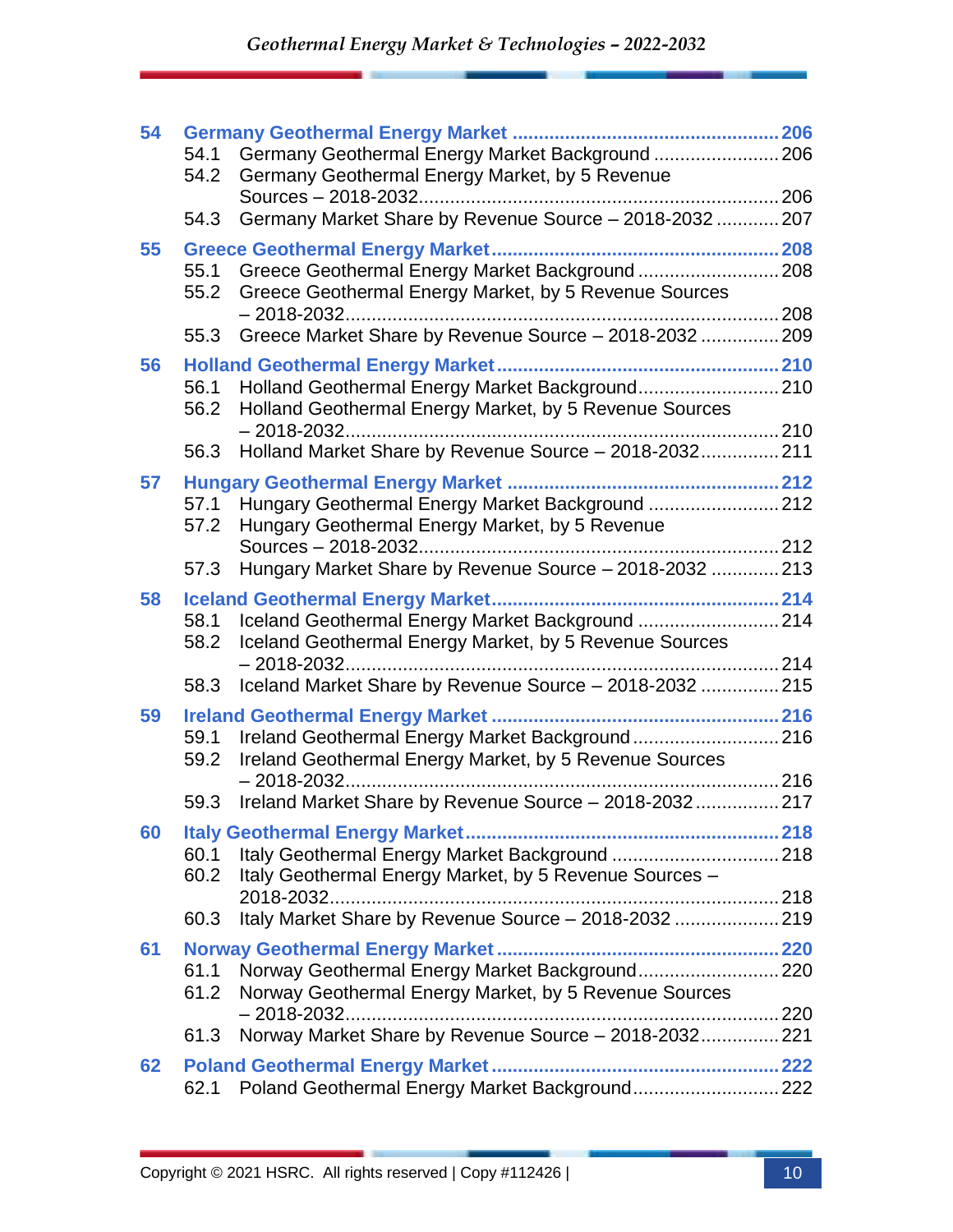- **54 Germany Geothermal Energy Market ........................................ 206**
  - 54.1 Germany Geothermal Energy Market Background ........................ 206
  - 54.2 Germany Geothermal Energy Market, by 5 Revenue Sources – 2018-2032 ........................................ 206
  - 54.3 Germany Market Share by Revenue Source – 2018-2032 ............ 207
- **55 Greece Geothermal Energy Market ........................................ 208**
  - 55.1 Greece Geothermal Energy Market Background ........................ 208
  - 55.2 Greece Geothermal Energy Market, by 5 Revenue Sources – 2018-2032 ........................................ 208
  - 55.3 Greece Market Share by Revenue Source – 2018-2032 ............... 209
- **56 Holland Geothermal Energy Market ........................................ 210**
  - 56.1 Holland Geothermal Energy Market Background ........................ 210
  - 56.2 Holland Geothermal Energy Market, by 5 Revenue Sources – 2018-2032 ........................................ 210
  - 56.3 Holland Market Share by Revenue Source – 2018-2032 ............... 211
- **57 Hungary Geothermal Energy Market ........................................ 212**
  - 57.1 Hungary Geothermal Energy Market Background ........................ 212
  - 57.2 Hungary Geothermal Energy Market, by 5 Revenue Sources – 2018-2032 ........................................ 212
  - 57.3 Hungary Market Share by Revenue Source – 2018-2032 ............. 213
- **58 Iceland Geothermal Energy Market ........................................ 214**
  - 58.1 Iceland Geothermal Energy Market Background ........................ 214
  - 58.2 Iceland Geothermal Energy Market, by 5 Revenue Sources – 2018-2032 ........................................ 214
  - 58.3 Iceland Market Share by Revenue Source – 2018-2032 ............... 215
- **59 Ireland Geothermal Energy Market ........................................ 216**
  - 59.1 Ireland Geothermal Energy Market Background ........................ 216
  - 59.2 Ireland Geothermal Energy Market, by 5 Revenue Sources – 2018-2032 ........................................ 216
  - 59.3 Ireland Market Share by Revenue Source – 2018-2032 ............... 217
- **60 Italy Geothermal Energy Market ........................................ 218**
  - 60.1 Italy Geothermal Energy Market Background ........................ 218
  - 60.2 Italy Geothermal Energy Market, by 5 Revenue Sources – 2018-2032 ........................................ 218
  - 60.3 Italy Market Share by Revenue Source – 2018-2032 ................... 219
- **61 Norway Geothermal Energy Market ........................................ 220**
  - 61.1 Norway Geothermal Energy Market Background ........................ 220
  - 61.2 Norway Geothermal Energy Market, by 5 Revenue Sources – 2018-2032 ........................................ 220
  - 61.3 Norway Market Share by Revenue Source – 2018-2032 ............... 221
- **62 Poland Geothermal Energy Market ........................................ 222**
  - 62.1 Poland Geothermal Energy Market Background ........................ 222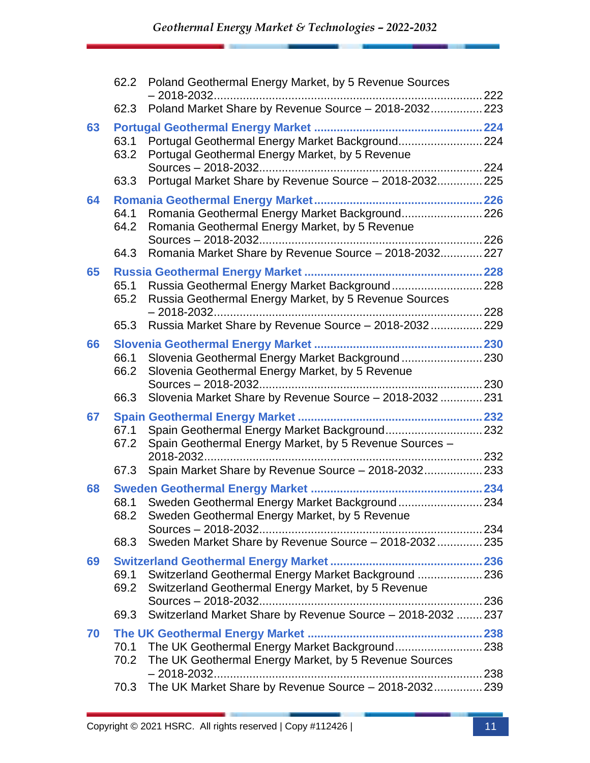62.2 Poland Geothermal Energy Market, by 5 Revenue Sources – 2018-2032 ..... 222
62.3 Poland Market Share by Revenue Source – 2018-2032 ..... 223

**63 Portugal Geothermal Energy Market ..... 224**
63.1 Portugal Geothermal Energy Market Background ..... 224
63.2 Portugal Geothermal Energy Market, by 5 Revenue Sources – 2018-2032 ..... 224
63.3 Portugal Market Share by Revenue Source – 2018-2032 ..... 225

**64 Romania Geothermal Energy Market ..... 226**
64.1 Romania Geothermal Energy Market Background ..... 226
64.2 Romania Geothermal Energy Market, by 5 Revenue Sources – 2018-2032 ..... 226
64.3 Romania Market Share by Revenue Source – 2018-2032 ..... 227

**65 Russia Geothermal Energy Market ..... 228**
65.1 Russia Geothermal Energy Market Background ..... 228
65.2 Russia Geothermal Energy Market, by 5 Revenue Sources – 2018-2032 ..... 228
65.3 Russia Market Share by Revenue Source – 2018-2032 ..... 229

**66 Slovenia Geothermal Energy Market ..... 230**
66.1 Slovenia Geothermal Energy Market Background ..... 230
66.2 Slovenia Geothermal Energy Market, by 5 Revenue Sources – 2018-2032 ..... 230
66.3 Slovenia Market Share by Revenue Source – 2018-2032 ..... 231

**67 Spain Geothermal Energy Market ..... 232**
67.1 Spain Geothermal Energy Market Background ..... 232
67.2 Spain Geothermal Energy Market, by 5 Revenue Sources – 2018-2032 ..... 232
67.3 Spain Market Share by Revenue Source – 2018-2032 ..... 233

**68 Sweden Geothermal Energy Market ..... 234**
68.1 Sweden Geothermal Energy Market Background ..... 234
68.2 Sweden Geothermal Energy Market, by 5 Revenue Sources – 2018-2032 ..... 234
68.3 Sweden Market Share by Revenue Source – 2018-2032 ..... 235

**69 Switzerland Geothermal Energy Market ..... 236**
69.1 Switzerland Geothermal Energy Market Background ..... 236
69.2 Switzerland Geothermal Energy Market, by 5 Revenue Sources – 2018-2032 ..... 236
69.3 Switzerland Market Share by Revenue Source – 2018-2032 ..... 237

**70 The UK Geothermal Energy Market ..... 238**
70.1 The UK Geothermal Energy Market Background ..... 238
70.2 The UK Geothermal Energy Market, by 5 Revenue Sources – 2018-2032 ..... 238
70.3 The UK Market Share by Revenue Source – 2018-2032 ..... 239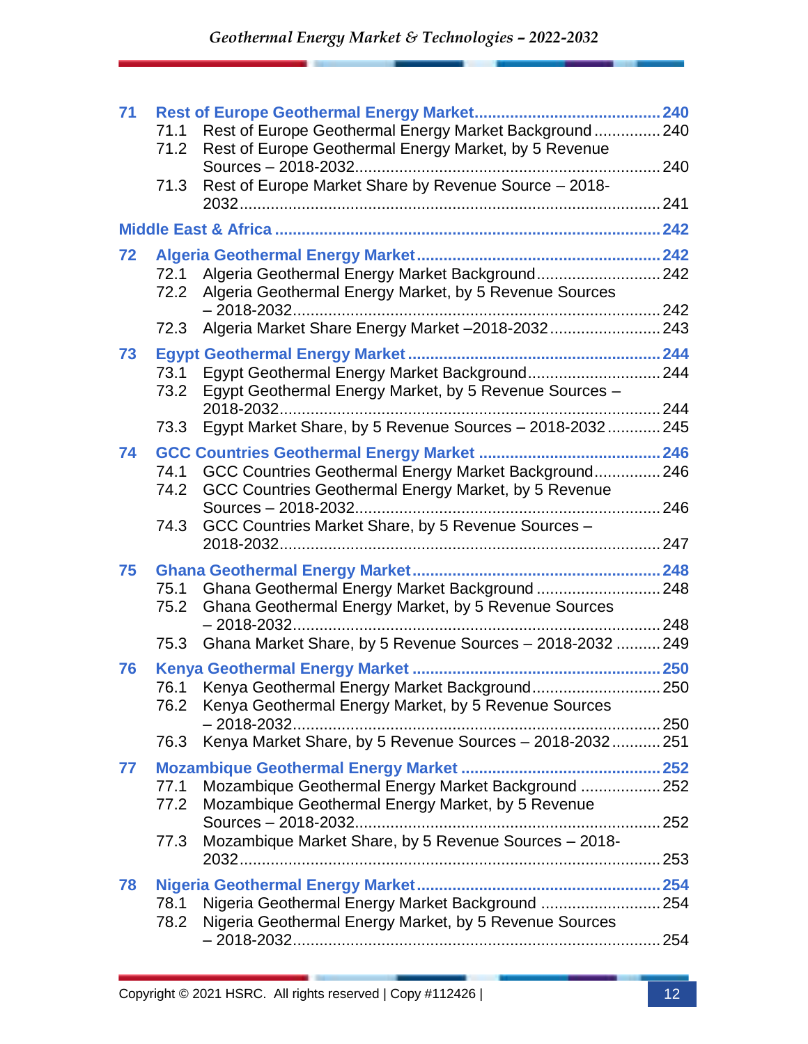- **71 Rest of Europe Geothermal Energy Market ........ 240**
  - 71.1 Rest of Europe Geothermal Energy Market Background ........ 240
  - 71.2 Rest of Europe Geothermal Energy Market, by 5 Revenue Sources – 2018-2032 ........ 240
  - 71.3 Rest of Europe Market Share by Revenue Source – 2018-2032 ........ 241

**Middle East & Africa ........ 242**

- **72 Algeria Geothermal Energy Market ........ 242**
  - 72.1 Algeria Geothermal Energy Market Background ........ 242
  - 72.2 Algeria Geothermal Energy Market, by 5 Revenue Sources – 2018-2032 ........ 242
  - 72.3 Algeria Market Share Energy Market –2018-2032 ........ 243
- **73 Egypt Geothermal Energy Market ........ 244**
  - 73.1 Egypt Geothermal Energy Market Background ........ 244
  - 73.2 Egypt Geothermal Energy Market, by 5 Revenue Sources – 2018-2032 ........ 244
  - 73.3 Egypt Market Share, by 5 Revenue Sources – 2018-2032 ........ 245
- **74 GCC Countries Geothermal Energy Market ........ 246**
  - 74.1 GCC Countries Geothermal Energy Market Background ........ 246
  - 74.2 GCC Countries Geothermal Energy Market, by 5 Revenue Sources – 2018-2032 ........ 246
  - 74.3 GCC Countries Market Share, by 5 Revenue Sources – 2018-2032 ........ 247
- **75 Ghana Geothermal Energy Market ........ 248**
  - 75.1 Ghana Geothermal Energy Market Background ........ 248
  - 75.2 Ghana Geothermal Energy Market, by 5 Revenue Sources – 2018-2032 ........ 248
  - 75.3 Ghana Market Share, by 5 Revenue Sources – 2018-2032 ........ 249
- **76 Kenya Geothermal Energy Market ........ 250**
  - 76.1 Kenya Geothermal Energy Market Background ........ 250
  - 76.2 Kenya Geothermal Energy Market, by 5 Revenue Sources – 2018-2032 ........ 250
  - 76.3 Kenya Market Share, by 5 Revenue Sources – 2018-2032 ........ 251
- **77 Mozambique Geothermal Energy Market ........ 252**
  - 77.1 Mozambique Geothermal Energy Market Background ........ 252
  - 77.2 Mozambique Geothermal Energy Market, by 5 Revenue Sources – 2018-2032 ........ 252
  - 77.3 Mozambique Market Share, by 5 Revenue Sources – 2018-2032 ........ 253
- **78 Nigeria Geothermal Energy Market ........ 254**
  - 78.1 Nigeria Geothermal Energy Market Background ........ 254
  - 78.2 Nigeria Geothermal Energy Market, by 5 Revenue Sources – 2018-2032 ........ 254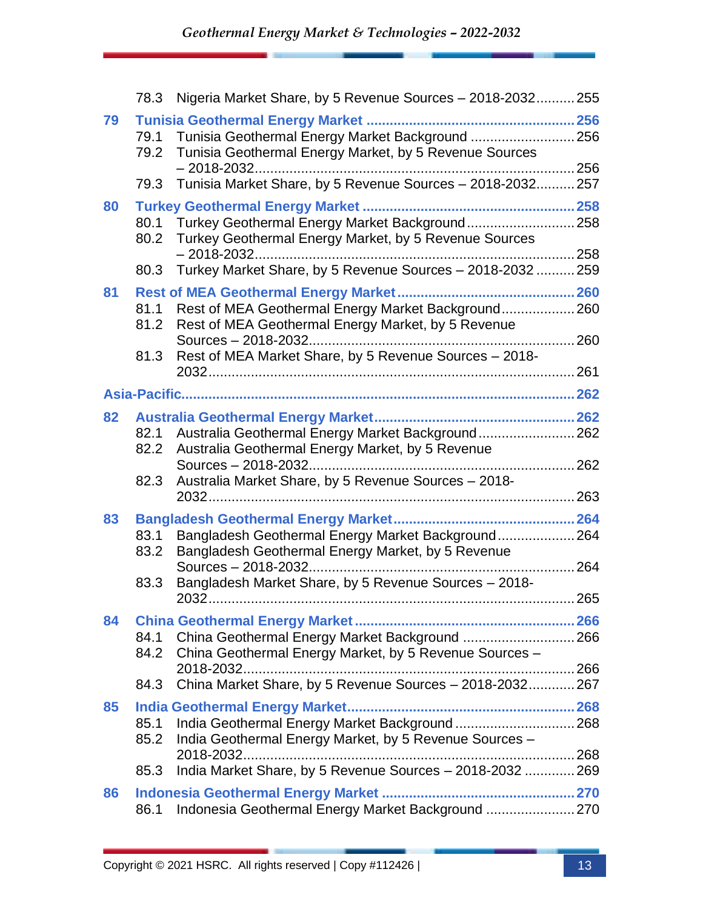78.3 Nigeria Market Share, by 5 Revenue Sources – 2018-2032 .......... 255

**79 Tunisia Geothermal Energy Market ..................................................... 256**

79.1 Tunisia Geothermal Energy Market Background ........................... 256

79.2 Tunisia Geothermal Energy Market, by 5 Revenue Sources – 2018-2032 ................................................................................. 256

79.3 Tunisia Market Share, by 5 Revenue Sources – 2018-2032 .......... 257

**80 Turkey Geothermal Energy Market ..................................................... 258**

80.1 Turkey Geothermal Energy Market Background ........................... 258

80.2 Turkey Geothermal Energy Market, by 5 Revenue Sources – 2018-2032 ................................................................................. 258

80.3 Turkey Market Share, by 5 Revenue Sources – 2018-2032 .......... 259

**81 Rest of MEA Geothermal Energy Market ............................................ 260**

81.1 Rest of MEA Geothermal Energy Market Background ................... 260

81.2 Rest of MEA Geothermal Energy Market, by 5 Revenue Sources – 2018-2032 ................................................................... 260

81.3 Rest of MEA Market Share, by 5 Revenue Sources – 2018-2032 ............................................................................................ 261

**Asia-Pacific ................................................................................................ 262**

**82 Australia Geothermal Energy Market .................................................. 262**

82.1 Australia Geothermal Energy Market Background ......................... 262

82.2 Australia Geothermal Energy Market, by 5 Revenue Sources – 2018-2032 ................................................................... 262

82.3 Australia Market Share, by 5 Revenue Sources – 2018-2032 ............................................................................................ 263

**83 Bangladesh Geothermal Energy Market ............................................. 264**

83.1 Bangladesh Geothermal Energy Market Background .................... 264

83.2 Bangladesh Geothermal Energy Market, by 5 Revenue Sources – 2018-2032 ................................................................... 264

83.3 Bangladesh Market Share, by 5 Revenue Sources – 2018-2032 ............................................................................................ 265

**84 China Geothermal Energy Market ....................................................... 266**

84.1 China Geothermal Energy Market Background ............................ 266

84.2 China Geothermal Energy Market, by 5 Revenue Sources – 2018-2032 ................................................................................... 266

84.3 China Market Share, by 5 Revenue Sources – 2018-2032 ............ 267

**85 India Geothermal Energy Market ......................................................... 268**

85.1 India Geothermal Energy Market Background .............................. 268

85.2 India Geothermal Energy Market, by 5 Revenue Sources – 2018-2032 ................................................................................... 268

85.3 India Market Share, by 5 Revenue Sources – 2018-2032 ............. 269

**86 Indonesia Geothermal Energy Market ................................................ 270**

86.1 Indonesia Geothermal Energy Market Background ...................... 270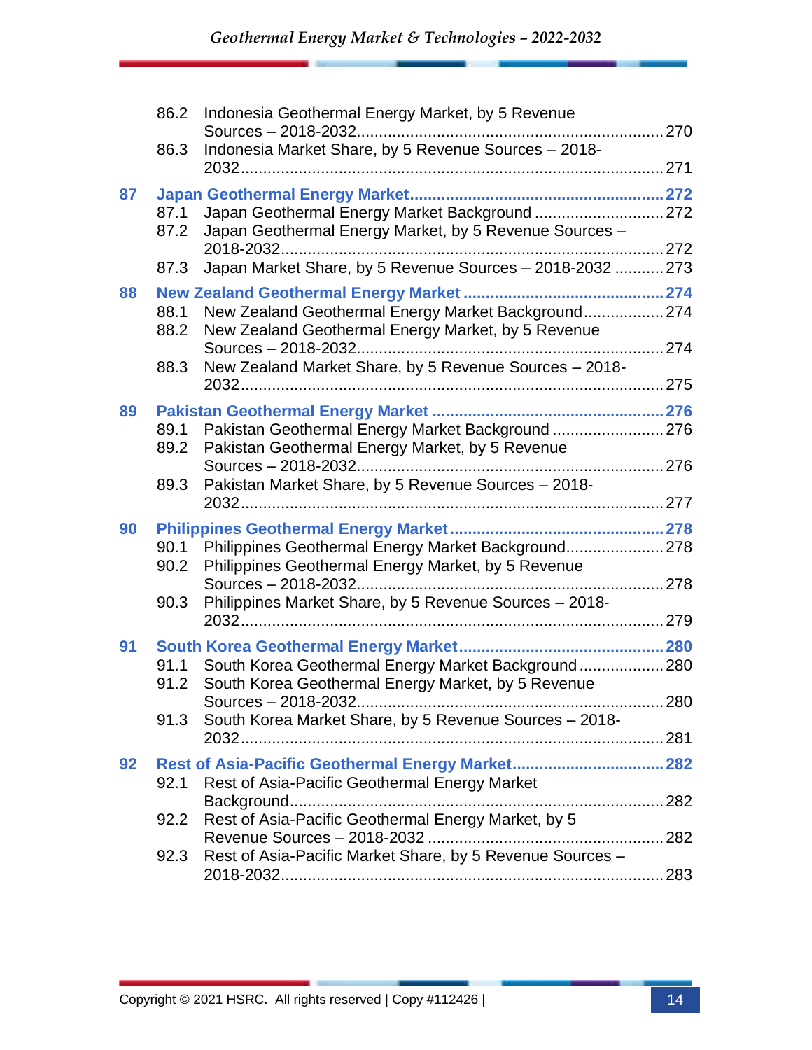86.2 Indonesia Geothermal Energy Market, by 5 Revenue Sources – 2018-2032 ..... 270
86.3 Indonesia Market Share, by 5 Revenue Sources – 2018-2032 ..... 271

**87 Japan Geothermal Energy Market ..... 272**
87.1 Japan Geothermal Energy Market Background ..... 272
87.2 Japan Geothermal Energy Market, by 5 Revenue Sources – 2018-2032 ..... 272
87.3 Japan Market Share, by 5 Revenue Sources – 2018-2032 ..... 273

**88 New Zealand Geothermal Energy Market ..... 274**
88.1 New Zealand Geothermal Energy Market Background ..... 274
88.2 New Zealand Geothermal Energy Market, by 5 Revenue Sources – 2018-2032 ..... 274
88.3 New Zealand Market Share, by 5 Revenue Sources – 2018-2032 ..... 275

**89 Pakistan Geothermal Energy Market ..... 276**
89.1 Pakistan Geothermal Energy Market Background ..... 276
89.2 Pakistan Geothermal Energy Market, by 5 Revenue Sources – 2018-2032 ..... 276
89.3 Pakistan Market Share, by 5 Revenue Sources – 2018-2032 ..... 277

**90 Philippines Geothermal Energy Market ..... 278**
90.1 Philippines Geothermal Energy Market Background ..... 278
90.2 Philippines Geothermal Energy Market, by 5 Revenue Sources – 2018-2032 ..... 278
90.3 Philippines Market Share, by 5 Revenue Sources – 2018-2032 ..... 279

**91 South Korea Geothermal Energy Market ..... 280**
91.1 South Korea Geothermal Energy Market Background ..... 280
91.2 South Korea Geothermal Energy Market, by 5 Revenue Sources – 2018-2032 ..... 280
91.3 South Korea Market Share, by 5 Revenue Sources – 2018-2032 ..... 281

**92 Rest of Asia-Pacific Geothermal Energy Market ..... 282**
92.1 Rest of Asia-Pacific Geothermal Energy Market Background ..... 282
92.2 Rest of Asia-Pacific Geothermal Energy Market, by 5 Revenue Sources – 2018-2032 ..... 282
92.3 Rest of Asia-Pacific Market Share, by 5 Revenue Sources – 2018-2032 ..... 283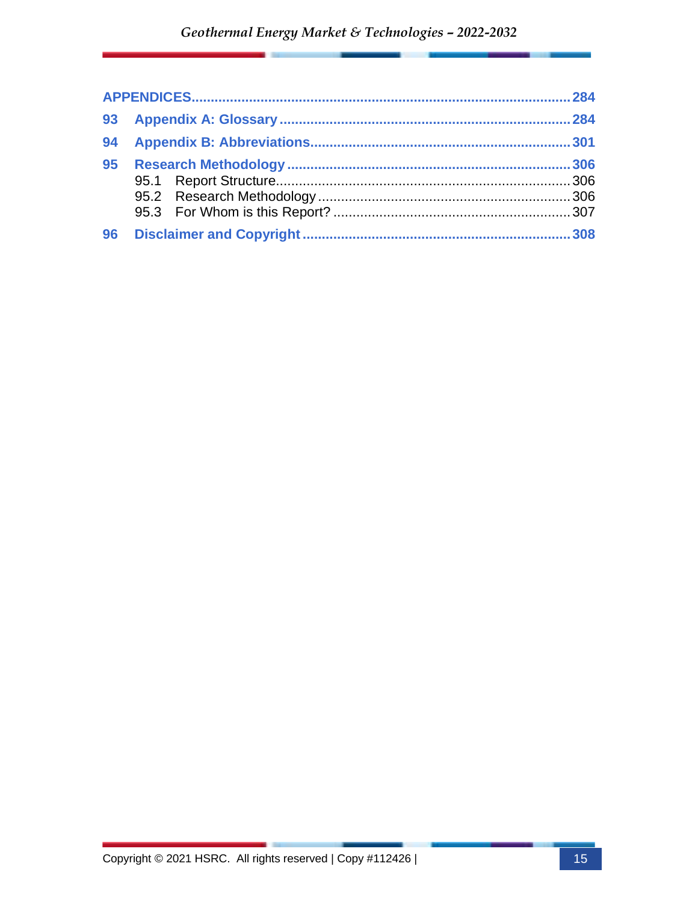APPENDICES ..... 284

93 Appendix A: Glossary ..... 284

94 Appendix B: Abbreviations ..... 301

95 Research Methodology ..... 306

- 95.1 Report Structure ..... 306
- 95.2 Research Methodology ..... 306
- 95.3 For Whom is this Report? ..... 307

96 Disclaimer and Copyright ..... 308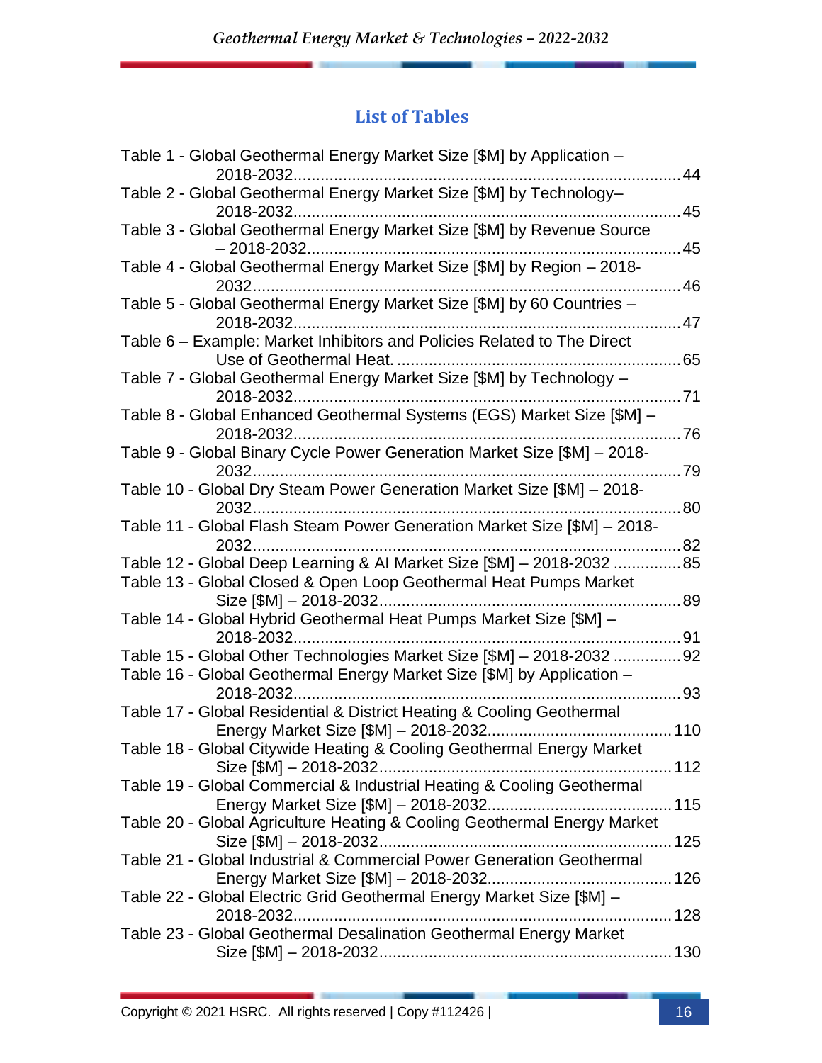## List of Tables

Table 1 - Global Geothermal Energy Market Size [$M] by Application – 2018-2032 ..... 44
Table 2 - Global Geothermal Energy Market Size [$M] by Technology– 2018-2032 ..... 45
Table 3 - Global Geothermal Energy Market Size [$M] by Revenue Source – 2018-2032 ..... 45
Table 4 - Global Geothermal Energy Market Size [$M] by Region – 2018-2032 ..... 46
Table 5 - Global Geothermal Energy Market Size [$M] by 60 Countries – 2018-2032 ..... 47
Table 6 – Example: Market Inhibitors and Policies Related to The Direct Use of Geothermal Heat. ..... 65
Table 7 - Global Geothermal Energy Market Size [$M] by Technology – 2018-2032 ..... 71
Table 8 - Global Enhanced Geothermal Systems (EGS) Market Size [$M] – 2018-2032 ..... 76
Table 9 - Global Binary Cycle Power Generation Market Size [$M] – 2018-2032 ..... 79
Table 10 - Global Dry Steam Power Generation Market Size [$M] – 2018-2032 ..... 80
Table 11 - Global Flash Steam Power Generation Market Size [$M] – 2018-2032 ..... 82
Table 12 - Global Deep Learning & AI Market Size [$M] – 2018-2032 ..... 85
Table 13 - Global Closed & Open Loop Geothermal Heat Pumps Market Size [$M] – 2018-2032 ..... 89
Table 14 - Global Hybrid Geothermal Heat Pumps Market Size [$M] – 2018-2032 ..... 91
Table 15 - Global Other Technologies Market Size [$M] – 2018-2032 ..... 92
Table 16 - Global Geothermal Energy Market Size [$M] by Application – 2018-2032 ..... 93
Table 17 - Global Residential & District Heating & Cooling Geothermal Energy Market Size [$M] – 2018-2032 ..... 110
Table 18 - Global Citywide Heating & Cooling Geothermal Energy Market Size [$M] – 2018-2032 ..... 112
Table 19 - Global Commercial & Industrial Heating & Cooling Geothermal Energy Market Size [$M] – 2018-2032 ..... 115
Table 20 - Global Agriculture Heating & Cooling Geothermal Energy Market Size [$M] – 2018-2032 ..... 125
Table 21 - Global Industrial & Commercial Power Generation Geothermal Energy Market Size [$M] – 2018-2032 ..... 126
Table 22 - Global Electric Grid Geothermal Energy Market Size [$M] – 2018-2032 ..... 128
Table 23 - Global Geothermal Desalination Geothermal Energy Market Size [$M] – 2018-2032 ..... 130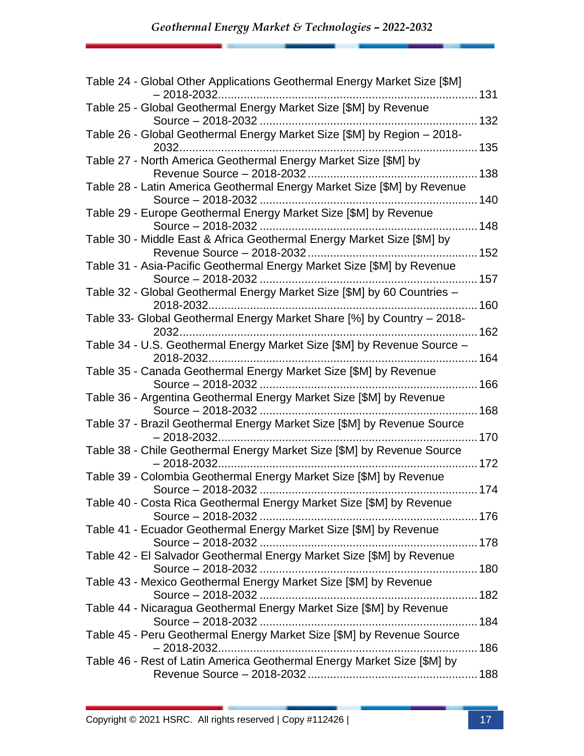Table 24 - Global Other Applications Geothermal Energy Market Size [$M] – 2018-2032 ... 131

Table 25 - Global Geothermal Energy Market Size [$M] by Revenue Source – 2018-2032 ... 132

Table 26 - Global Geothermal Energy Market Size [$M] by Region – 2018-2032 ... 135

Table 27 - North America Geothermal Energy Market Size [$M] by Revenue Source – 2018-2032 ... 138

Table 28 - Latin America Geothermal Energy Market Size [$M] by Revenue Source – 2018-2032 ... 140

Table 29 - Europe Geothermal Energy Market Size [$M] by Revenue Source – 2018-2032 ... 148

Table 30 - Middle East & Africa Geothermal Energy Market Size [$M] by Revenue Source – 2018-2032 ... 152

Table 31 - Asia-Pacific Geothermal Energy Market Size [$M] by Revenue Source – 2018-2032 ... 157

Table 32 - Global Geothermal Energy Market Size [$M] by 60 Countries – 2018-2032 ... 160

Table 33- Global Geothermal Energy Market Share [%] by Country – 2018-2032 ... 162

Table 34 - U.S. Geothermal Energy Market Size [$M] by Revenue Source – 2018-2032 ... 164

Table 35 - Canada Geothermal Energy Market Size [$M] by Revenue Source – 2018-2032 ... 166

Table 36 - Argentina Geothermal Energy Market Size [$M] by Revenue Source – 2018-2032 ... 168

Table 37 - Brazil Geothermal Energy Market Size [$M] by Revenue Source – 2018-2032 ... 170

Table 38 - Chile Geothermal Energy Market Size [$M] by Revenue Source – 2018-2032 ... 172

Table 39 - Colombia Geothermal Energy Market Size [$M] by Revenue Source – 2018-2032 ... 174

Table 40 - Costa Rica Geothermal Energy Market Size [$M] by Revenue Source – 2018-2032 ... 176

Table 41 - Ecuador Geothermal Energy Market Size [$M] by Revenue Source – 2018-2032 ... 178

Table 42 - El Salvador Geothermal Energy Market Size [$M] by Revenue Source – 2018-2032 ... 180

Table 43 - Mexico Geothermal Energy Market Size [$M] by Revenue Source – 2018-2032 ... 182

Table 44 - Nicaragua Geothermal Energy Market Size [$M] by Revenue Source – 2018-2032 ... 184

Table 45 - Peru Geothermal Energy Market Size [$M] by Revenue Source – 2018-2032 ... 186

Table 46 - Rest of Latin America Geothermal Energy Market Size [$M] by Revenue Source – 2018-2032 ... 188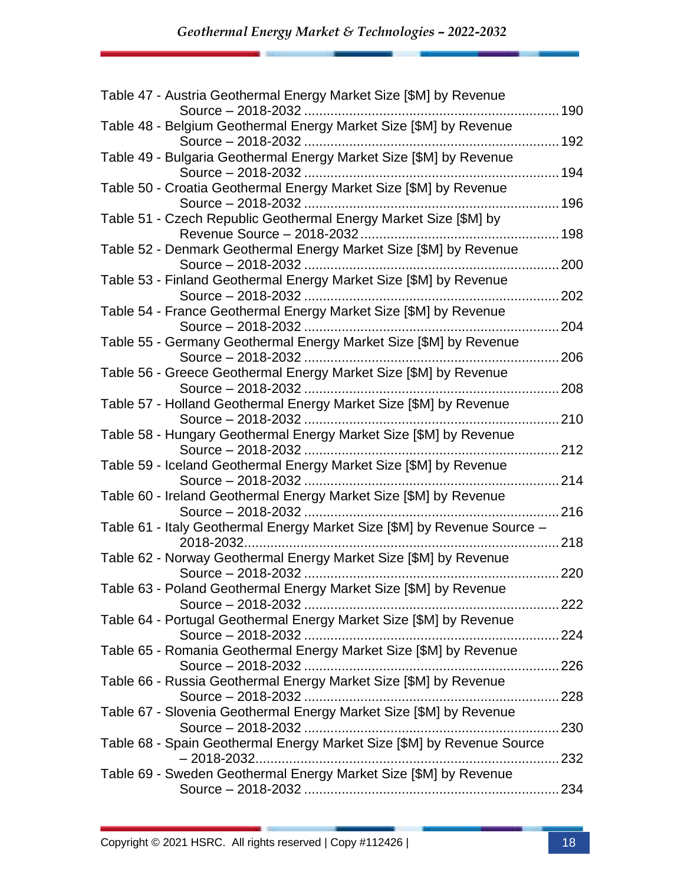Table 47 - Austria Geothermal Energy Market Size [$M] by Revenue Source – 2018-2032 .......... 190
Table 48 - Belgium Geothermal Energy Market Size [$M] by Revenue Source – 2018-2032 .......... 192
Table 49 - Bulgaria Geothermal Energy Market Size [$M] by Revenue Source – 2018-2032 .......... 194
Table 50 - Croatia Geothermal Energy Market Size [$M] by Revenue Source – 2018-2032 .......... 196
Table 51 - Czech Republic Geothermal Energy Market Size [$M] by Revenue Source – 2018-2032 .......... 198
Table 52 - Denmark Geothermal Energy Market Size [$M] by Revenue Source – 2018-2032 .......... 200
Table 53 - Finland Geothermal Energy Market Size [$M] by Revenue Source – 2018-2032 .......... 202
Table 54 - France Geothermal Energy Market Size [$M] by Revenue Source – 2018-2032 .......... 204
Table 55 - Germany Geothermal Energy Market Size [$M] by Revenue Source – 2018-2032 .......... 206
Table 56 - Greece Geothermal Energy Market Size [$M] by Revenue Source – 2018-2032 .......... 208
Table 57 - Holland Geothermal Energy Market Size [$M] by Revenue Source – 2018-2032 .......... 210
Table 58 - Hungary Geothermal Energy Market Size [$M] by Revenue Source – 2018-2032 .......... 212
Table 59 - Iceland Geothermal Energy Market Size [$M] by Revenue Source – 2018-2032 .......... 214
Table 60 - Ireland Geothermal Energy Market Size [$M] by Revenue Source – 2018-2032 .......... 216
Table 61 - Italy Geothermal Energy Market Size [$M] by Revenue Source – 2018-2032 .......... 218
Table 62 - Norway Geothermal Energy Market Size [$M] by Revenue Source – 2018-2032 .......... 220
Table 63 - Poland Geothermal Energy Market Size [$M] by Revenue Source – 2018-2032 .......... 222
Table 64 - Portugal Geothermal Energy Market Size [$M] by Revenue Source – 2018-2032 .......... 224
Table 65 - Romania Geothermal Energy Market Size [$M] by Revenue Source – 2018-2032 .......... 226
Table 66 - Russia Geothermal Energy Market Size [$M] by Revenue Source – 2018-2032 .......... 228
Table 67 - Slovenia Geothermal Energy Market Size [$M] by Revenue Source – 2018-2032 .......... 230
Table 68 - Spain Geothermal Energy Market Size [$M] by Revenue Source – 2018-2032 .......... 232
Table 69 - Sweden Geothermal Energy Market Size [$M] by Revenue Source – 2018-2032 .......... 234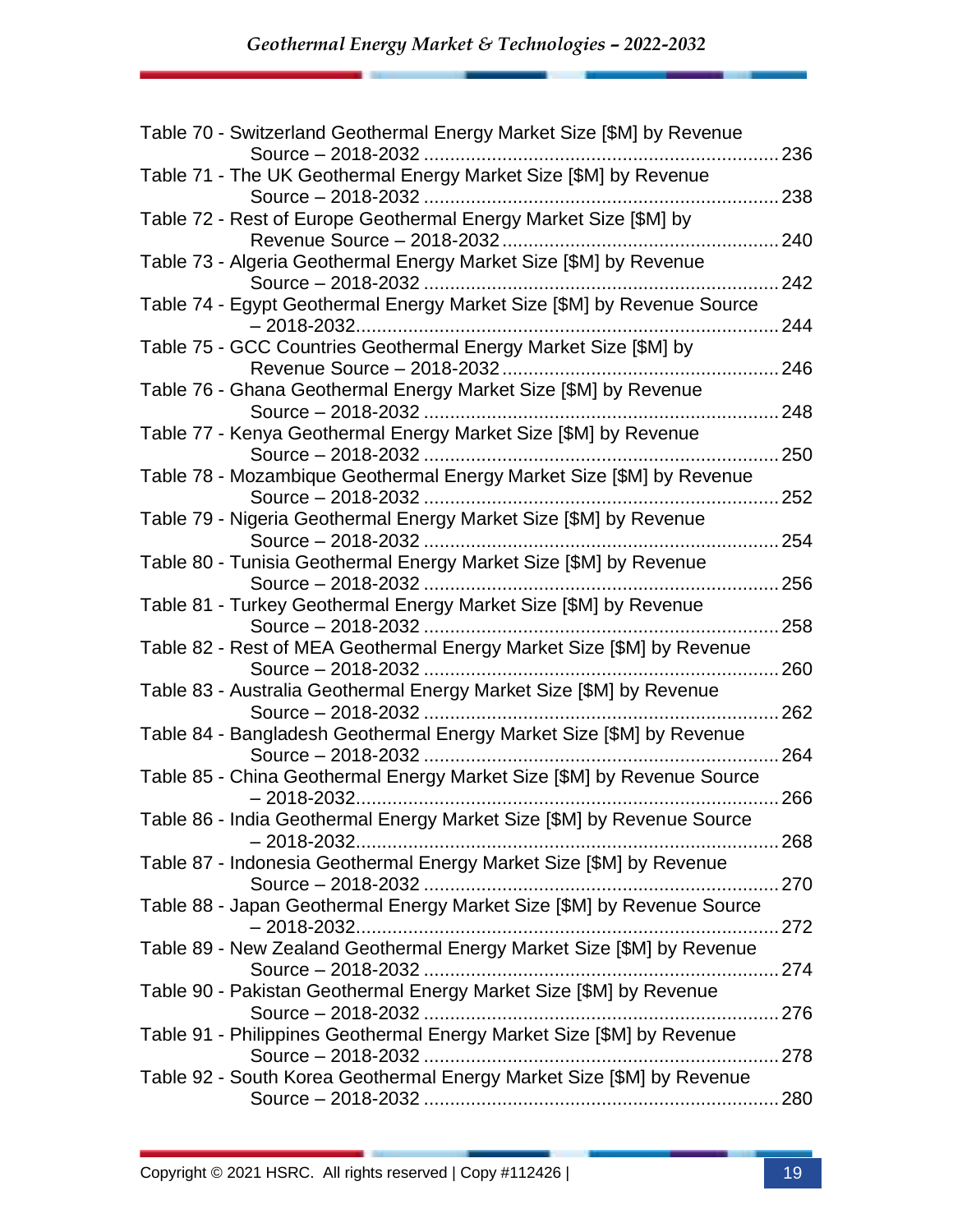Table 70 - Switzerland Geothermal Energy Market Size [$M] by Revenue Source – 2018-2032 ...................................................................... 236

Table 71 - The UK Geothermal Energy Market Size [$M] by Revenue Source – 2018-2032 ...................................................................... 238

Table 72 - Rest of Europe Geothermal Energy Market Size [$M] by Revenue Source – 2018-2032 ...................................................... 240

Table 73 - Algeria Geothermal Energy Market Size [$M] by Revenue Source – 2018-2032 ...................................................................... 242

Table 74 - Egypt Geothermal Energy Market Size [$M] by Revenue Source – 2018-2032................................................................................ 244

Table 75 - GCC Countries Geothermal Energy Market Size [$M] by Revenue Source – 2018-2032 ...................................................... 246

Table 76 - Ghana Geothermal Energy Market Size [$M] by Revenue Source – 2018-2032 ...................................................................... 248

Table 77 - Kenya Geothermal Energy Market Size [$M] by Revenue Source – 2018-2032 ...................................................................... 250

Table 78 - Mozambique Geothermal Energy Market Size [$M] by Revenue Source – 2018-2032 ...................................................................... 252

Table 79 - Nigeria Geothermal Energy Market Size [$M] by Revenue Source – 2018-2032 ...................................................................... 254

Table 80 - Tunisia Geothermal Energy Market Size [$M] by Revenue Source – 2018-2032 ...................................................................... 256

Table 81 - Turkey Geothermal Energy Market Size [$M] by Revenue Source – 2018-2032 ...................................................................... 258

Table 82 - Rest of MEA Geothermal Energy Market Size [$M] by Revenue Source – 2018-2032 ...................................................................... 260

Table 83 - Australia Geothermal Energy Market Size [$M] by Revenue Source – 2018-2032 ...................................................................... 262

Table 84 - Bangladesh Geothermal Energy Market Size [$M] by Revenue Source – 2018-2032 ...................................................................... 264

Table 85 - China Geothermal Energy Market Size [$M] by Revenue Source – 2018-2032................................................................................ 266

Table 86 - India Geothermal Energy Market Size [$M] by Revenue Source – 2018-2032................................................................................ 268

Table 87 - Indonesia Geothermal Energy Market Size [$M] by Revenue Source – 2018-2032 ...................................................................... 270

Table 88 - Japan Geothermal Energy Market Size [$M] by Revenue Source – 2018-2032................................................................................ 272

Table 89 - New Zealand Geothermal Energy Market Size [$M] by Revenue Source – 2018-2032 ...................................................................... 274

Table 90 - Pakistan Geothermal Energy Market Size [$M] by Revenue Source – 2018-2032 ...................................................................... 276

Table 91 - Philippines Geothermal Energy Market Size [$M] by Revenue Source – 2018-2032 ...................................................................... 278

Table 92 - South Korea Geothermal Energy Market Size [$M] by Revenue Source – 2018-2032 ...................................................................... 280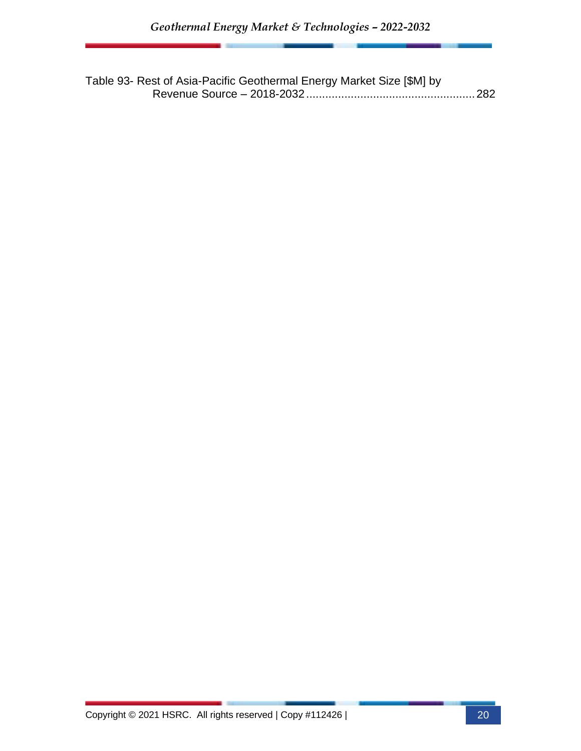Table 93- Rest of Asia-Pacific Geothermal Energy Market Size [$M] by Revenue Source – 2018-2032 .................................................... 282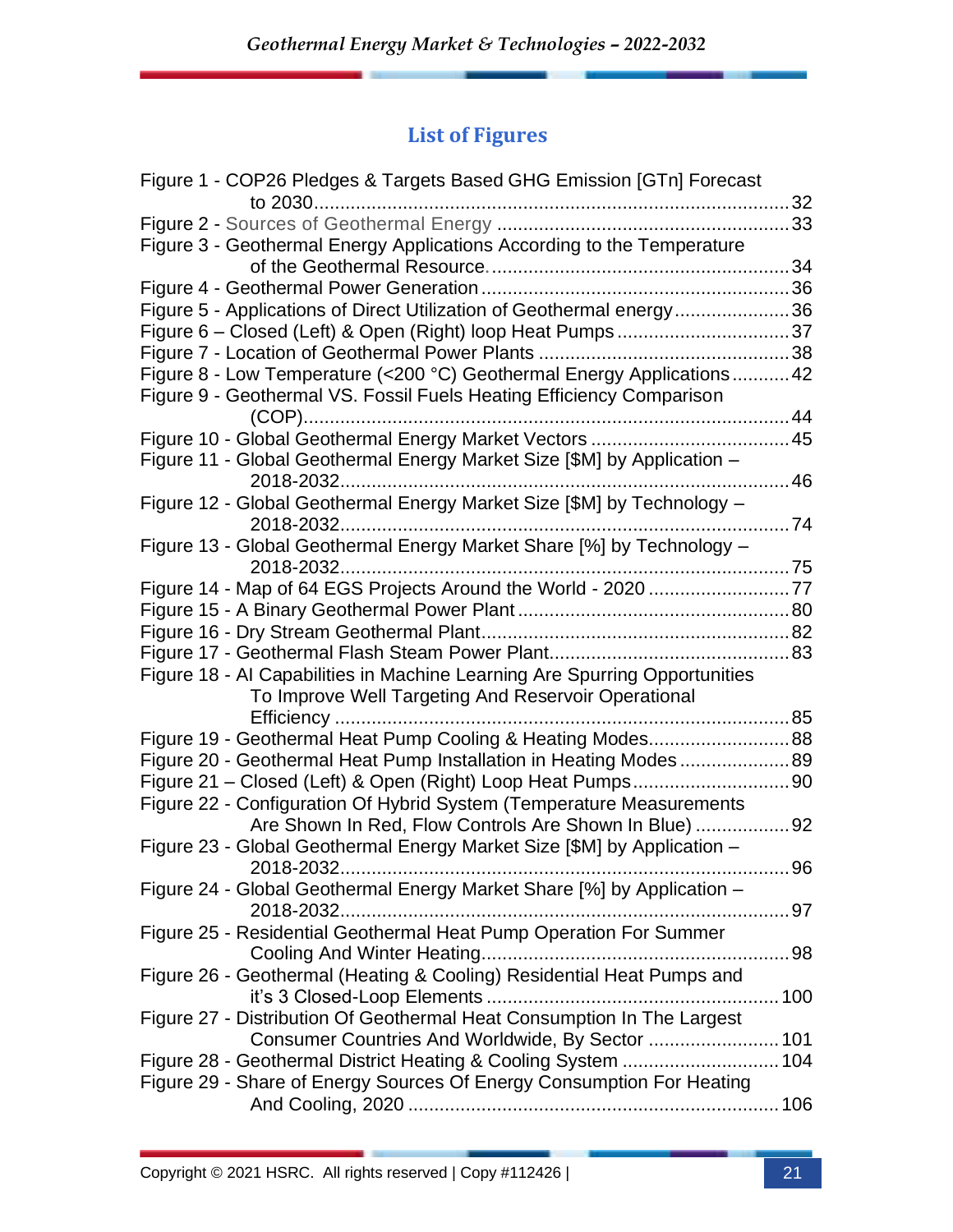## List of Figures

Figure 1 - COP26 Pledges & Targets Based GHG Emission [GTn] Forecast to 2030 ... 32
Figure 2 - Sources of Geothermal Energy ... 33
Figure 3 - Geothermal Energy Applications According to the Temperature of the Geothermal Resource. ... 34
Figure 4 - Geothermal Power Generation ... 36
Figure 5 - Applications of Direct Utilization of Geothermal energy ... 36
Figure 6 – Closed (Left) & Open (Right) loop Heat Pumps ... 37
Figure 7 - Location of Geothermal Power Plants ... 38
Figure 8 - Low Temperature (<200 °C) Geothermal Energy Applications ... 42
Figure 9 - Geothermal VS. Fossil Fuels Heating Efficiency Comparison (COP) ... 44
Figure 10 - Global Geothermal Energy Market Vectors ... 45
Figure 11 - Global Geothermal Energy Market Size [$M] by Application – 2018-2032 ... 46
Figure 12 - Global Geothermal Energy Market Size [$M] by Technology – 2018-2032 ... 74
Figure 13 - Global Geothermal Energy Market Share [%] by Technology – 2018-2032 ... 75
Figure 14 - Map of 64 EGS Projects Around the World - 2020 ... 77
Figure 15 - A Binary Geothermal Power Plant ... 80
Figure 16 - Dry Stream Geothermal Plant ... 82
Figure 17 - Geothermal Flash Steam Power Plant ... 83
Figure 18 - AI Capabilities in Machine Learning Are Spurring Opportunities To Improve Well Targeting And Reservoir Operational Efficiency ... 85
Figure 19 - Geothermal Heat Pump Cooling & Heating Modes ... 88
Figure 20 - Geothermal Heat Pump Installation in Heating Modes ... 89
Figure 21 – Closed (Left) & Open (Right) Loop Heat Pumps ... 90
Figure 22 - Configuration Of Hybrid System (Temperature Measurements Are Shown In Red, Flow Controls Are Shown In Blue) ... 92
Figure 23 - Global Geothermal Energy Market Size [$M] by Application – 2018-2032 ... 96
Figure 24 - Global Geothermal Energy Market Share [%] by Application – 2018-2032 ... 97
Figure 25 - Residential Geothermal Heat Pump Operation For Summer Cooling And Winter Heating ... 98
Figure 26 - Geothermal (Heating & Cooling) Residential Heat Pumps and it's 3 Closed-Loop Elements ... 100
Figure 27 - Distribution Of Geothermal Heat Consumption In The Largest Consumer Countries And Worldwide, By Sector ... 101
Figure 28 - Geothermal District Heating & Cooling System ... 104
Figure 29 - Share of Energy Sources Of Energy Consumption For Heating And Cooling, 2020 ... 106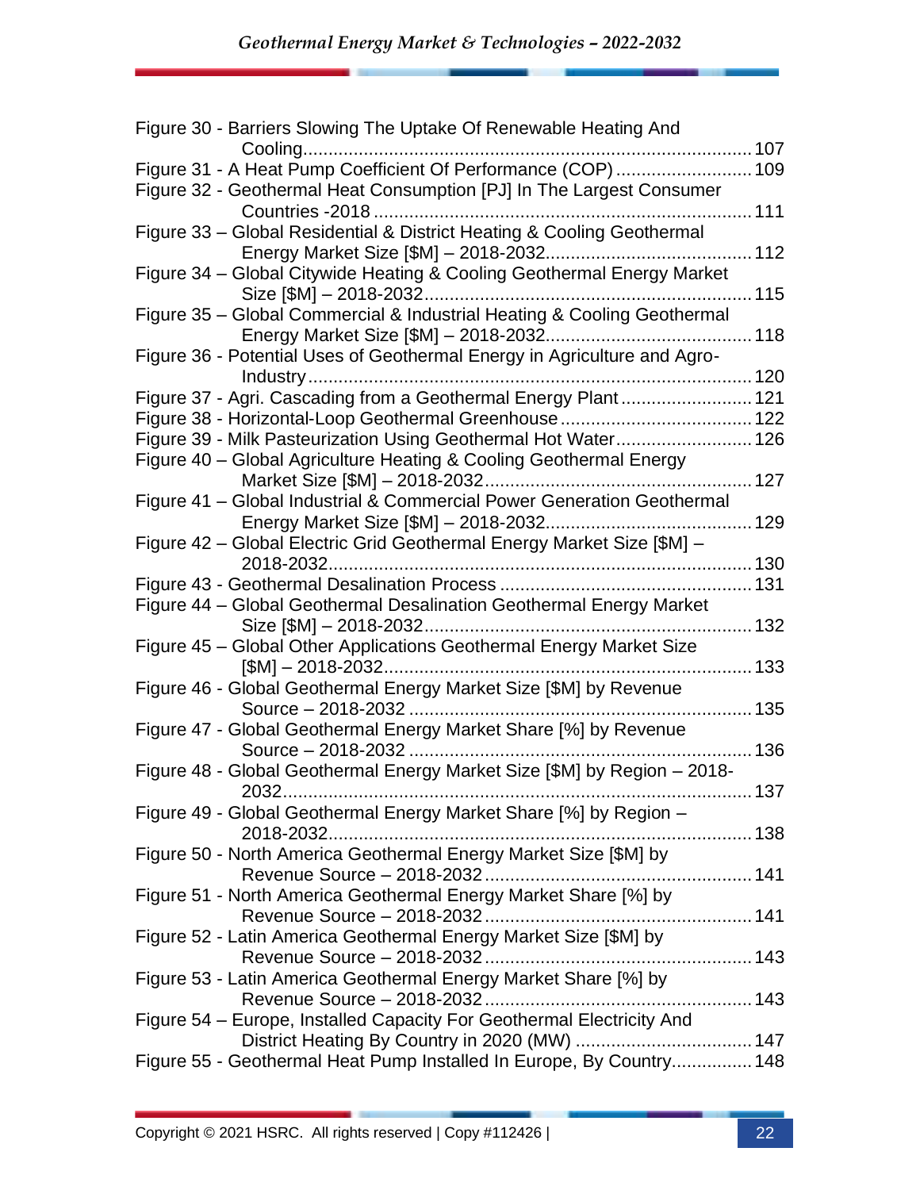Figure 30 - Barriers Slowing The Uptake Of Renewable Heating And Cooling........................................................................................ 107
Figure 31 - A Heat Pump Coefficient Of Performance (COP) .......................... 109
Figure 32 - Geothermal Heat Consumption [PJ] In The Largest Consumer Countries -2018 ........................................................................... 111
Figure 33 – Global Residential & District Heating & Cooling Geothermal Energy Market Size [$M] – 2018-2032........................................ 112
Figure 34 – Global Citywide Heating & Cooling Geothermal Energy Market Size [$M] – 2018-2032................................................................ 115
Figure 35 – Global Commercial & Industrial Heating & Cooling Geothermal Energy Market Size [$M] – 2018-2032........................................ 118
Figure 36 - Potential Uses of Geothermal Energy in Agriculture and Agro-Industry ...................................................................................... 120
Figure 37 - Agri. Cascading from a Geothermal Energy Plant ......................... 121
Figure 38 - Horizontal-Loop Geothermal Greenhouse ..................................... 122
Figure 39 - Milk Pasteurization Using Geothermal Hot Water.......................... 126
Figure 40 – Global Agriculture Heating & Cooling Geothermal Energy Market Size [$M] – 2018-2032.................................................... 127
Figure 41 – Global Industrial & Commercial Power Generation Geothermal Energy Market Size [$M] – 2018-2032........................................ 129
Figure 42 – Global Electric Grid Geothermal Energy Market Size [$M] – 2018-2032.................................................................................. 130
Figure 43 - Geothermal Desalination Process ................................................. 131
Figure 44 – Global Geothermal Desalination Geothermal Energy Market Size [$M] – 2018-2032................................................................ 132
Figure 45 – Global Other Applications Geothermal Energy Market Size [$M] – 2018-2032........................................................................ 133
Figure 46 - Global Geothermal Energy Market Size [$M] by Revenue Source – 2018-2032 ................................................................... 135
Figure 47 - Global Geothermal Energy Market Share [%] by Revenue Source – 2018-2032 ................................................................... 136
Figure 48 - Global Geothermal Energy Market Size [$M] by Region – 2018-2032............................................................................................ 137
Figure 49 - Global Geothermal Energy Market Share [%] by Region – 2018-2032.................................................................................. 138
Figure 50 - North America Geothermal Energy Market Size [$M] by Revenue Source – 2018-2032.................................................... 141
Figure 51 - North America Geothermal Energy Market Share [%] by Revenue Source – 2018-2032.................................................... 141
Figure 52 - Latin America Geothermal Energy Market Size [$M] by Revenue Source – 2018-2032.................................................... 143
Figure 53 - Latin America Geothermal Energy Market Share [%] by Revenue Source – 2018-2032.................................................... 143
Figure 54 – Europe, Installed Capacity For Geothermal Electricity And District Heating By Country in 2020 (MW) .................................. 147
Figure 55 - Geothermal Heat Pump Installed In Europe, By Country................ 148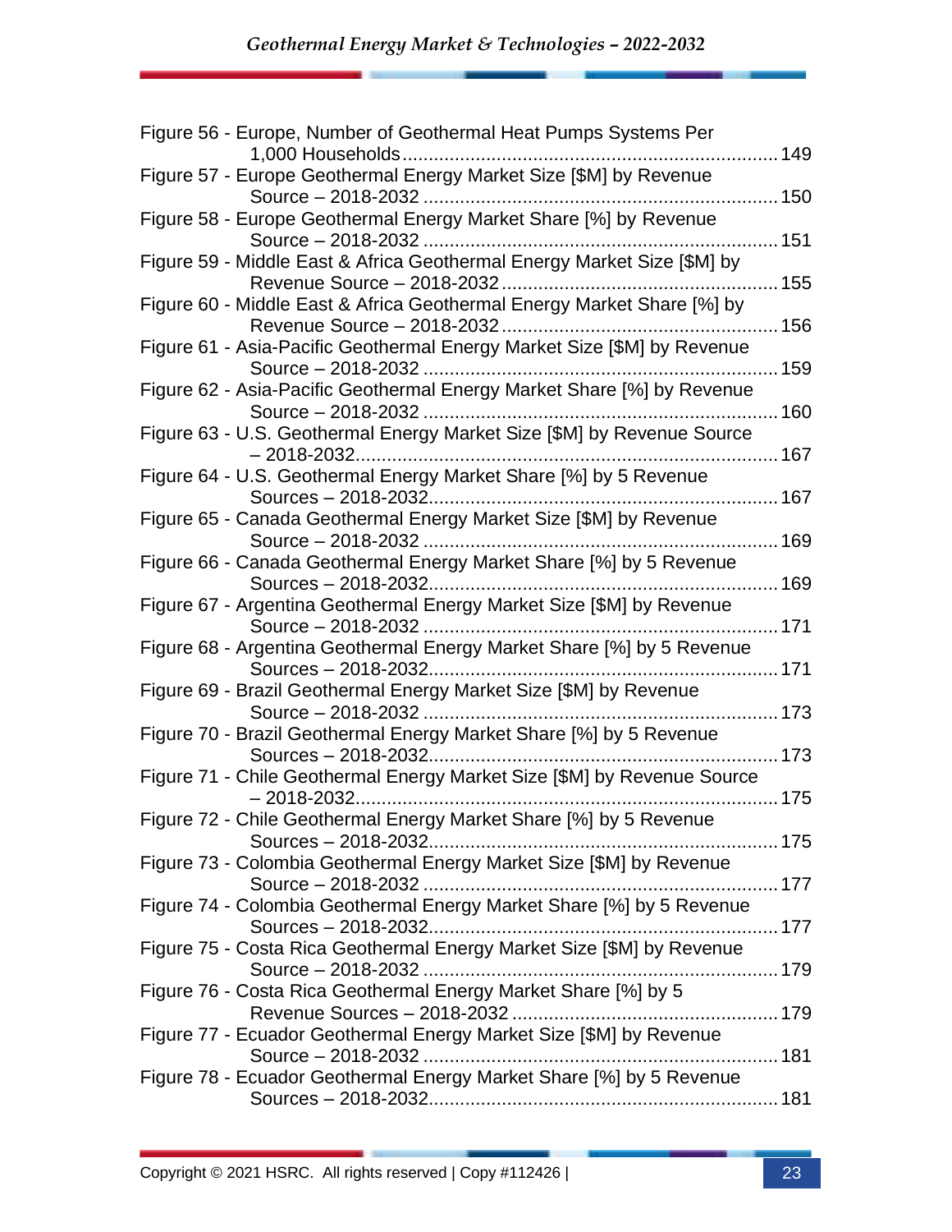Figure 56 - Europe, Number of Geothermal Heat Pumps Systems Per 1,000 Households ........ 149
Figure 57 - Europe Geothermal Energy Market Size [$M] by Revenue Source – 2018-2032 ........ 150
Figure 58 - Europe Geothermal Energy Market Share [%] by Revenue Source – 2018-2032 ........ 151
Figure 59 - Middle East & Africa Geothermal Energy Market Size [$M] by Revenue Source – 2018-2032 ........ 155
Figure 60 - Middle East & Africa Geothermal Energy Market Share [%] by Revenue Source – 2018-2032 ........ 156
Figure 61 - Asia-Pacific Geothermal Energy Market Size [$M] by Revenue Source – 2018-2032 ........ 159
Figure 62 - Asia-Pacific Geothermal Energy Market Share [%] by Revenue Source – 2018-2032 ........ 160
Figure 63 - U.S. Geothermal Energy Market Size [$M] by Revenue Source – 2018-2032 ........ 167
Figure 64 - U.S. Geothermal Energy Market Share [%] by 5 Revenue Sources – 2018-2032 ........ 167
Figure 65 - Canada Geothermal Energy Market Size [$M] by Revenue Source – 2018-2032 ........ 169
Figure 66 - Canada Geothermal Energy Market Share [%] by 5 Revenue Sources – 2018-2032 ........ 169
Figure 67 - Argentina Geothermal Energy Market Size [$M] by Revenue Source – 2018-2032 ........ 171
Figure 68 - Argentina Geothermal Energy Market Share [%] by 5 Revenue Sources – 2018-2032 ........ 171
Figure 69 - Brazil Geothermal Energy Market Size [$M] by Revenue Source – 2018-2032 ........ 173
Figure 70 - Brazil Geothermal Energy Market Share [%] by 5 Revenue Sources – 2018-2032 ........ 173
Figure 71 - Chile Geothermal Energy Market Size [$M] by Revenue Source – 2018-2032 ........ 175
Figure 72 - Chile Geothermal Energy Market Share [%] by 5 Revenue Sources – 2018-2032 ........ 175
Figure 73 - Colombia Geothermal Energy Market Size [$M] by Revenue Source – 2018-2032 ........ 177
Figure 74 - Colombia Geothermal Energy Market Share [%] by 5 Revenue Sources – 2018-2032 ........ 177
Figure 75 - Costa Rica Geothermal Energy Market Size [$M] by Revenue Source – 2018-2032 ........ 179
Figure 76 - Costa Rica Geothermal Energy Market Share [%] by 5 Revenue Sources – 2018-2032 ........ 179
Figure 77 - Ecuador Geothermal Energy Market Size [$M] by Revenue Source – 2018-2032 ........ 181
Figure 78 - Ecuador Geothermal Energy Market Share [%] by 5 Revenue Sources – 2018-2032 ........ 181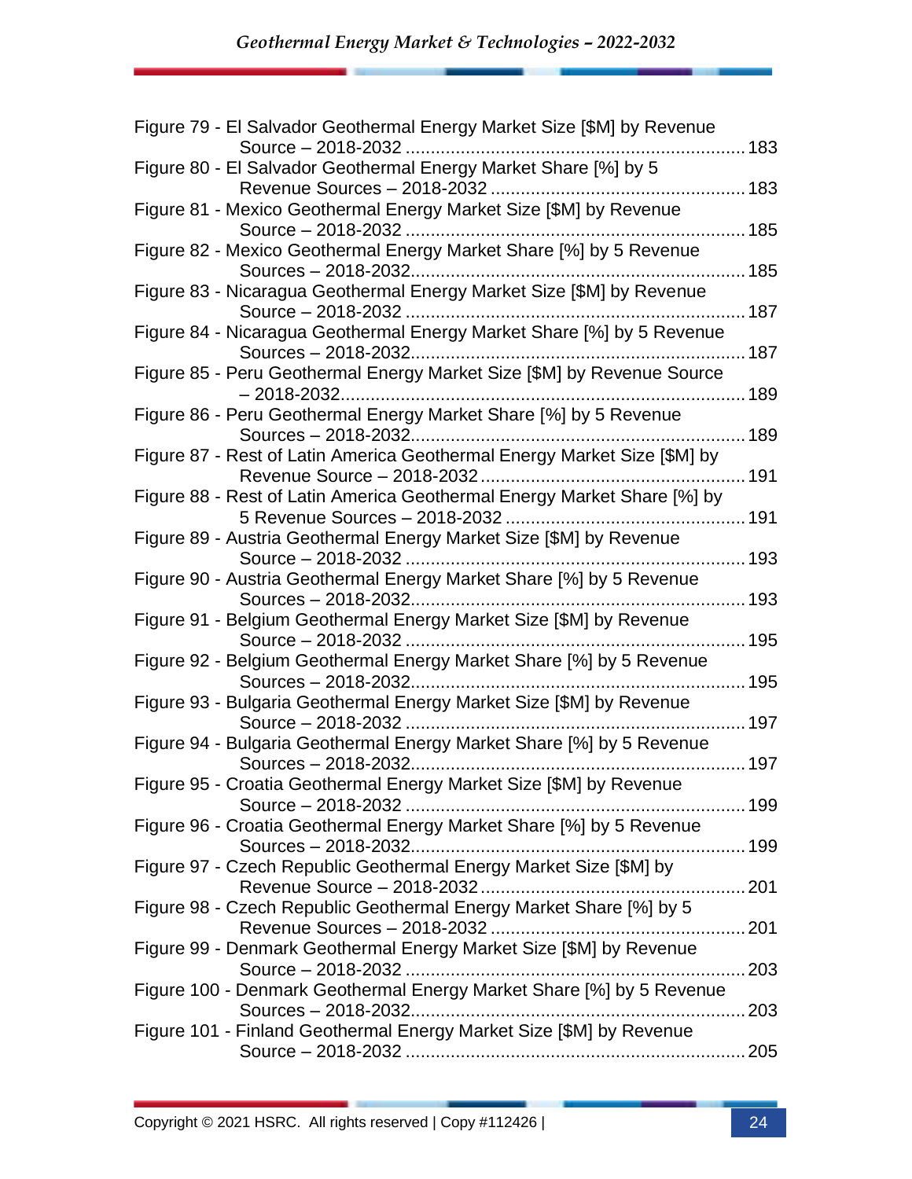Figure 79 - El Salvador Geothermal Energy Market Size [$M] by Revenue Source – 2018-2032 .......... 183
Figure 80 - El Salvador Geothermal Energy Market Share [%] by 5 Revenue Sources – 2018-2032 .......... 183
Figure 81 - Mexico Geothermal Energy Market Size [$M] by Revenue Source – 2018-2032 .......... 185
Figure 82 - Mexico Geothermal Energy Market Share [%] by 5 Revenue Sources – 2018-2032 .......... 185
Figure 83 - Nicaragua Geothermal Energy Market Size [$M] by Revenue Source – 2018-2032 .......... 187
Figure 84 - Nicaragua Geothermal Energy Market Share [%] by 5 Revenue Sources – 2018-2032 .......... 187
Figure 85 - Peru Geothermal Energy Market Size [$M] by Revenue Source – 2018-2032 .......... 189
Figure 86 - Peru Geothermal Energy Market Share [%] by 5 Revenue Sources – 2018-2032 .......... 189
Figure 87 - Rest of Latin America Geothermal Energy Market Size [$M] by Revenue Source – 2018-2032 .......... 191
Figure 88 - Rest of Latin America Geothermal Energy Market Share [%] by 5 Revenue Sources – 2018-2032 .......... 191
Figure 89 - Austria Geothermal Energy Market Size [$M] by Revenue Source – 2018-2032 .......... 193
Figure 90 - Austria Geothermal Energy Market Share [%] by 5 Revenue Sources – 2018-2032 .......... 193
Figure 91 - Belgium Geothermal Energy Market Size [$M] by Revenue Source – 2018-2032 .......... 195
Figure 92 - Belgium Geothermal Energy Market Share [%] by 5 Revenue Sources – 2018-2032 .......... 195
Figure 93 - Bulgaria Geothermal Energy Market Size [$M] by Revenue Source – 2018-2032 .......... 197
Figure 94 - Bulgaria Geothermal Energy Market Share [%] by 5 Revenue Sources – 2018-2032 .......... 197
Figure 95 - Croatia Geothermal Energy Market Size [$M] by Revenue Source – 2018-2032 .......... 199
Figure 96 - Croatia Geothermal Energy Market Share [%] by 5 Revenue Sources – 2018-2032 .......... 199
Figure 97 - Czech Republic Geothermal Energy Market Size [$M] by Revenue Source – 2018-2032 .......... 201
Figure 98 - Czech Republic Geothermal Energy Market Share [%] by 5 Revenue Sources – 2018-2032 .......... 201
Figure 99 - Denmark Geothermal Energy Market Size [$M] by Revenue Source – 2018-2032 .......... 203
Figure 100 - Denmark Geothermal Energy Market Share [%] by 5 Revenue Sources – 2018-2032 .......... 203
Figure 101 - Finland Geothermal Energy Market Size [$M] by Revenue Source – 2018-2032 .......... 205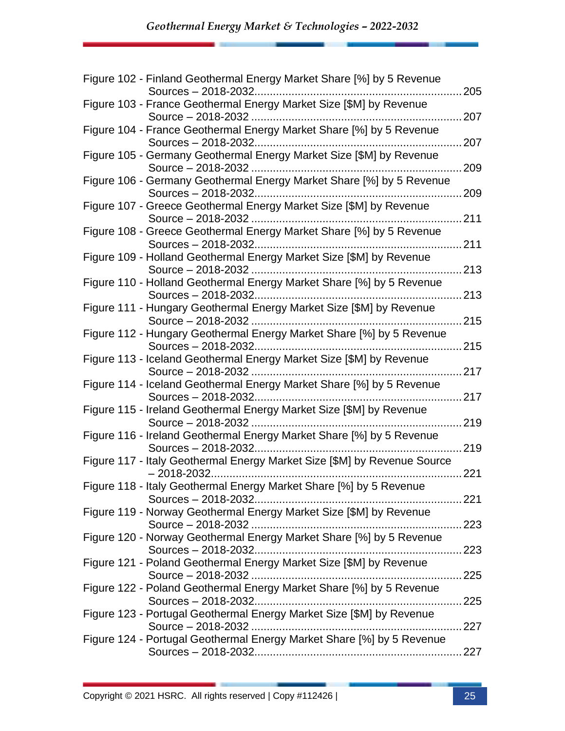Figure 102 - Finland Geothermal Energy Market Share [%] by 5 Revenue Sources – 2018-2032 ..... 205

Figure 103 - France Geothermal Energy Market Size [$M] by Revenue Source – 2018-2032 ..... 207

Figure 104 - France Geothermal Energy Market Share [%] by 5 Revenue Sources – 2018-2032 ..... 207

Figure 105 - Germany Geothermal Energy Market Size [$M] by Revenue Source – 2018-2032 ..... 209

Figure 106 - Germany Geothermal Energy Market Share [%] by 5 Revenue Sources – 2018-2032 ..... 209

Figure 107 - Greece Geothermal Energy Market Size [$M] by Revenue Source – 2018-2032 ..... 211

Figure 108 - Greece Geothermal Energy Market Share [%] by 5 Revenue Sources – 2018-2032 ..... 211

Figure 109 - Holland Geothermal Energy Market Size [$M] by Revenue Source – 2018-2032 ..... 213

Figure 110 - Holland Geothermal Energy Market Share [%] by 5 Revenue Sources – 2018-2032 ..... 213

Figure 111 - Hungary Geothermal Energy Market Size [$M] by Revenue Source – 2018-2032 ..... 215

Figure 112 - Hungary Geothermal Energy Market Share [%] by 5 Revenue Sources – 2018-2032 ..... 215

Figure 113 - Iceland Geothermal Energy Market Size [$M] by Revenue Source – 2018-2032 ..... 217

Figure 114 - Iceland Geothermal Energy Market Share [%] by 5 Revenue Sources – 2018-2032 ..... 217

Figure 115 - Ireland Geothermal Energy Market Size [$M] by Revenue Source – 2018-2032 ..... 219

Figure 116 - Ireland Geothermal Energy Market Share [%] by 5 Revenue Sources – 2018-2032 ..... 219

Figure 117 - Italy Geothermal Energy Market Size [$M] by Revenue Source – 2018-2032 ..... 221

Figure 118 - Italy Geothermal Energy Market Share [%] by 5 Revenue Sources – 2018-2032 ..... 221

Figure 119 - Norway Geothermal Energy Market Size [$M] by Revenue Source – 2018-2032 ..... 223

Figure 120 - Norway Geothermal Energy Market Share [%] by 5 Revenue Sources – 2018-2032 ..... 223

Figure 121 - Poland Geothermal Energy Market Size [$M] by Revenue Source – 2018-2032 ..... 225

Figure 122 - Poland Geothermal Energy Market Share [%] by 5 Revenue Sources – 2018-2032 ..... 225

Figure 123 - Portugal Geothermal Energy Market Size [$M] by Revenue Source – 2018-2032 ..... 227

Figure 124 - Portugal Geothermal Energy Market Share [%] by 5 Revenue Sources – 2018-2032 ..... 227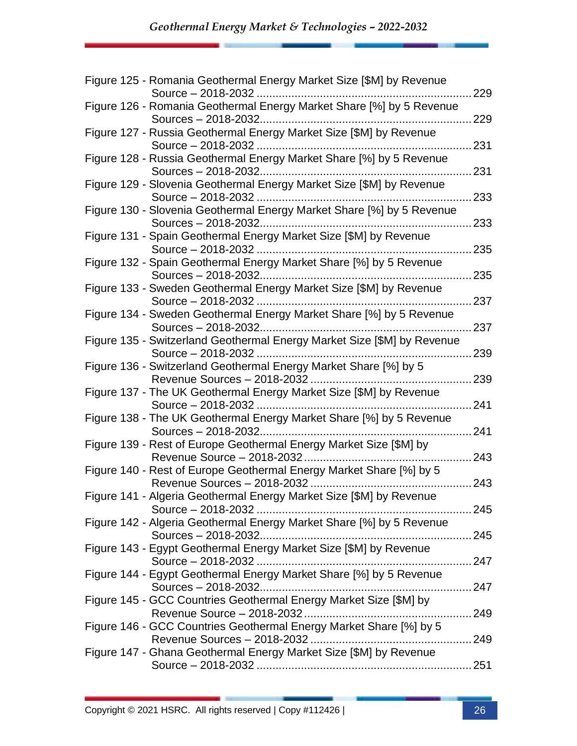Figure 125 - Romania Geothermal Energy Market Size [$M] by Revenue Source – 2018-2032 .......... 229

Figure 126 - Romania Geothermal Energy Market Share [%] by 5 Revenue Sources – 2018-2032.......... 229

Figure 127 - Russia Geothermal Energy Market Size [$M] by Revenue Source – 2018-2032 .......... 231

Figure 128 - Russia Geothermal Energy Market Share [%] by 5 Revenue Sources – 2018-2032.......... 231

Figure 129 - Slovenia Geothermal Energy Market Size [$M] by Revenue Source – 2018-2032 .......... 233

Figure 130 - Slovenia Geothermal Energy Market Share [%] by 5 Revenue Sources – 2018-2032.......... 233

Figure 131 - Spain Geothermal Energy Market Size [$M] by Revenue Source – 2018-2032 .......... 235

Figure 132 - Spain Geothermal Energy Market Share [%] by 5 Revenue Sources – 2018-2032.......... 235

Figure 133 - Sweden Geothermal Energy Market Size [$M] by Revenue Source – 2018-2032 .......... 237

Figure 134 - Sweden Geothermal Energy Market Share [%] by 5 Revenue Sources – 2018-2032.......... 237

Figure 135 - Switzerland Geothermal Energy Market Size [$M] by Revenue Source – 2018-2032 .......... 239

Figure 136 - Switzerland Geothermal Energy Market Share [%] by 5 Revenue Sources – 2018-2032 .......... 239

Figure 137 - The UK Geothermal Energy Market Size [$M] by Revenue Source – 2018-2032 .......... 241

Figure 138 - The UK Geothermal Energy Market Share [%] by 5 Revenue Sources – 2018-2032.......... 241

Figure 139 - Rest of Europe Geothermal Energy Market Size [$M] by Revenue Source – 2018-2032 .......... 243

Figure 140 - Rest of Europe Geothermal Energy Market Share [%] by 5 Revenue Sources – 2018-2032 .......... 243

Figure 141 - Algeria Geothermal Energy Market Size [$M] by Revenue Source – 2018-2032 .......... 245

Figure 142 - Algeria Geothermal Energy Market Share [%] by 5 Revenue Sources – 2018-2032.......... 245

Figure 143 - Egypt Geothermal Energy Market Size [$M] by Revenue Source – 2018-2032 .......... 247

Figure 144 - Egypt Geothermal Energy Market Share [%] by 5 Revenue Sources – 2018-2032.......... 247

Figure 145 - GCC Countries Geothermal Energy Market Size [$M] by Revenue Source – 2018-2032 .......... 249

Figure 146 - GCC Countries Geothermal Energy Market Share [%] by 5 Revenue Sources – 2018-2032 .......... 249

Figure 147 - Ghana Geothermal Energy Market Size [$M] by Revenue Source – 2018-2032 .......... 251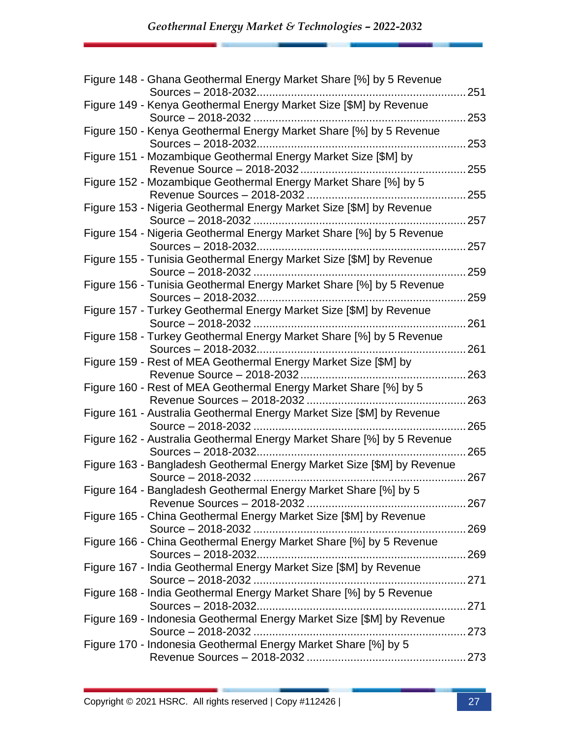Figure 148 - Ghana Geothermal Energy Market Share [%] by 5 Revenue Sources – 2018-2032 .......... 251
Figure 149 - Kenya Geothermal Energy Market Size [$M] by Revenue Source – 2018-2032 .......... 253
Figure 150 - Kenya Geothermal Energy Market Share [%] by 5 Revenue Sources – 2018-2032 .......... 253
Figure 151 - Mozambique Geothermal Energy Market Size [$M] by Revenue Source – 2018-2032 .......... 255
Figure 152 - Mozambique Geothermal Energy Market Share [%] by 5 Revenue Sources – 2018-2032 .......... 255
Figure 153 - Nigeria Geothermal Energy Market Size [$M] by Revenue Source – 2018-2032 .......... 257
Figure 154 - Nigeria Geothermal Energy Market Share [%] by 5 Revenue Sources – 2018-2032 .......... 257
Figure 155 - Tunisia Geothermal Energy Market Size [$M] by Revenue Source – 2018-2032 .......... 259
Figure 156 - Tunisia Geothermal Energy Market Share [%] by 5 Revenue Sources – 2018-2032 .......... 259
Figure 157 - Turkey Geothermal Energy Market Size [$M] by Revenue Source – 2018-2032 .......... 261
Figure 158 - Turkey Geothermal Energy Market Share [%] by 5 Revenue Sources – 2018-2032 .......... 261
Figure 159 - Rest of MEA Geothermal Energy Market Size [$M] by Revenue Source – 2018-2032 .......... 263
Figure 160 - Rest of MEA Geothermal Energy Market Share [%] by 5 Revenue Sources – 2018-2032 .......... 263
Figure 161 - Australia Geothermal Energy Market Size [$M] by Revenue Source – 2018-2032 .......... 265
Figure 162 - Australia Geothermal Energy Market Share [%] by 5 Revenue Sources – 2018-2032 .......... 265
Figure 163 - Bangladesh Geothermal Energy Market Size [$M] by Revenue Source – 2018-2032 .......... 267
Figure 164 - Bangladesh Geothermal Energy Market Share [%] by 5 Revenue Sources – 2018-2032 .......... 267
Figure 165 - China Geothermal Energy Market Size [$M] by Revenue Source – 2018-2032 .......... 269
Figure 166 - China Geothermal Energy Market Share [%] by 5 Revenue Sources – 2018-2032 .......... 269
Figure 167 - India Geothermal Energy Market Size [$M] by Revenue Source – 2018-2032 .......... 271
Figure 168 - India Geothermal Energy Market Share [%] by 5 Revenue Sources – 2018-2032 .......... 271
Figure 169 - Indonesia Geothermal Energy Market Size [$M] by Revenue Source – 2018-2032 .......... 273
Figure 170 - Indonesia Geothermal Energy Market Share [%] by 5 Revenue Sources – 2018-2032 .......... 273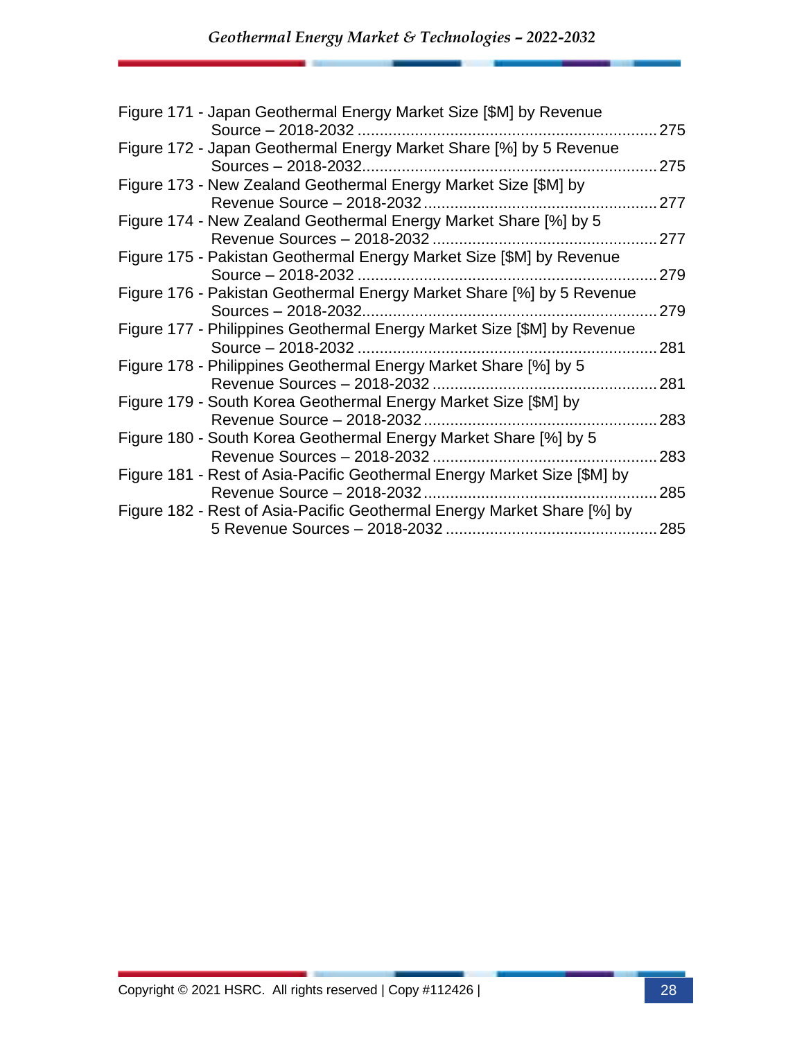Figure 171 - Japan Geothermal Energy Market Size [$M] by Revenue Source – 2018-2032 .................................................................... 275

Figure 172 - Japan Geothermal Energy Market Share [%] by 5 Revenue Sources – 2018-2032.................................................................. 275

Figure 173 - New Zealand Geothermal Energy Market Size [$M] by Revenue Source – 2018-2032 .................................................... 277

Figure 174 - New Zealand Geothermal Energy Market Share [%] by 5 Revenue Sources – 2018-2032 .................................................. 277

Figure 175 - Pakistan Geothermal Energy Market Size [$M] by Revenue Source – 2018-2032 .................................................................... 279

Figure 176 - Pakistan Geothermal Energy Market Share [%] by 5 Revenue Sources – 2018-2032.................................................................. 279

Figure 177 - Philippines Geothermal Energy Market Size [$M] by Revenue Source – 2018-2032 .................................................................... 281

Figure 178 - Philippines Geothermal Energy Market Share [%] by 5 Revenue Sources – 2018-2032 .................................................. 281

Figure 179 - South Korea Geothermal Energy Market Size [$M] by Revenue Source – 2018-2032 .................................................... 283

Figure 180 - South Korea Geothermal Energy Market Share [%] by 5 Revenue Sources – 2018-2032 .................................................. 283

Figure 181 - Rest of Asia-Pacific Geothermal Energy Market Size [$M] by Revenue Source – 2018-2032 .................................................... 285

Figure 182 - Rest of Asia-Pacific Geothermal Energy Market Share [%] by 5 Revenue Sources – 2018-2032 ................................................ 285